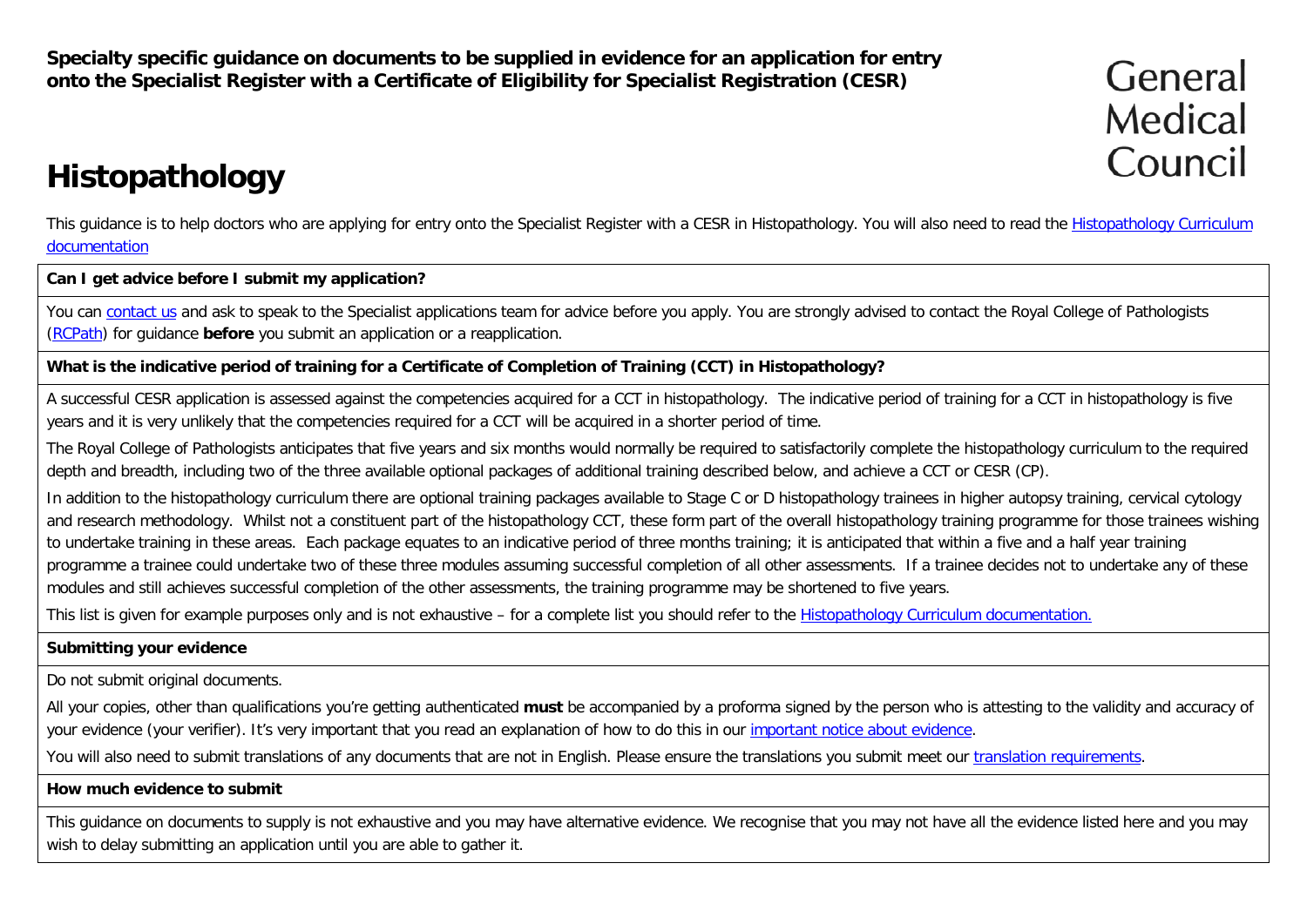**Specialty specific guidance on documents to be supplied in evidence for an application for entry onto the Specialist Register with a Certificate of Eligibility for Specialist Registration (CESR)**

General Medical Council

# Histopathology

This guidance is to help doctors who are applying for entry onto the Specialist Register with a CESR in Histopathology. You will also need to read the Histopathology Curriculum documentation

**Can I get advice before I submit my application?**

You can contact us and ask to speak to the Specialist applications team for advice before you apply. You are strongly advised to contact the Royal College of Pathologists (RCPath) for guidance **before** you submit an application or a reapplication.

**What is the indicative period of training for a Certificate of Completion of Training (CCT) in Histopathology?**

A successful CESR application is assessed against the competencies acquired for a CCT in histopathology. The indicative period of training for a CCT in histopathology is five years and it is very unlikely that the competencies required for a CCT will be acquired in a shorter period of time.

The Royal College of Pathologists anticipates that five years and six months would normally be required to satisfactorily complete the histopathology curriculum to the required depth and breadth, including two of the three available optional packages of additional training described below, and achieve a CCT or CESR (CP).

In addition to the histopathology curriculum there are optional training packages available to Stage C or D histopathology trainees in higher autopsy training, cervical cytology and research methodology. Whilst not a constituent part of the histopathology CCT, these form part of the overall histopathology training programme for those trainees wishing to undertake training in these areas. Each package equates to an indicative period of three months training; it is anticipated that within a five and a half year training programme a trainee could undertake two of these three modules assuming successful completion of all other assessments. If a trainee decides not to undertake any of these modules and still achieves successful completion of the other assessments, the training programme may be shortened to five years.

This list is given for example purposes only and is not exhaustive – for a complete list you should refer to the Histopathology Curriculum documentation.

**Submitting your evidence**

Do not submit original documents.

All your copies, other than qualifications you're getting authenticated **must** be accompanied by a proforma signed by the person who is attesting to the validity and accuracy of your evidence (your verifier). It's very important that you read an explanation of how to do this in our important notice about evidence.

You will also need to submit translations of any documents that are not in English. Please ensure the translations you submit meet our translation requirements.

**How much evidence to submit**

This guidance on documents to supply is not exhaustive and you may have alternative evidence. We recognise that you may not have all the evidence listed here and you may wish to delay submitting an application until you are able to gather it.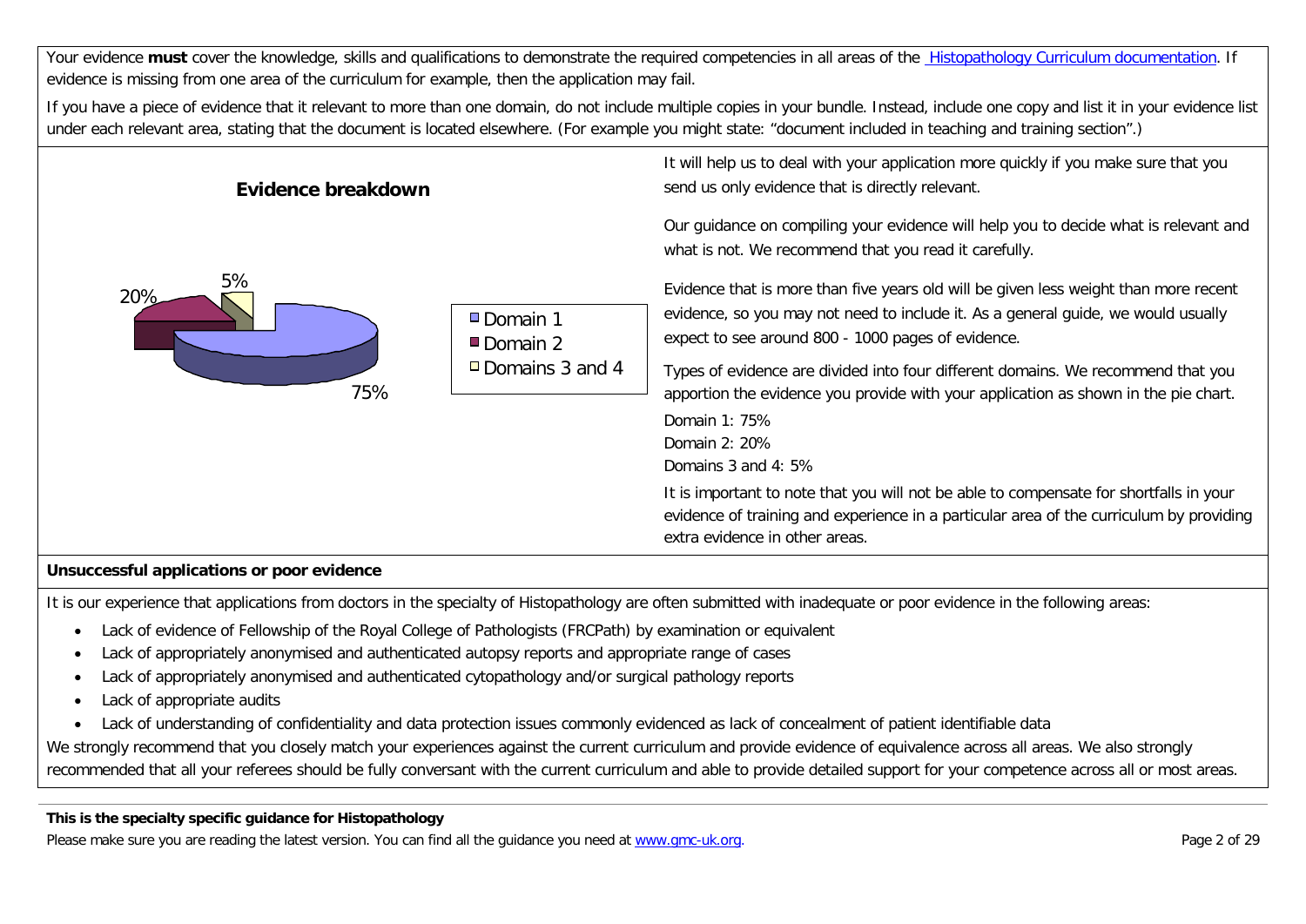Your evidence **must** cover the knowledge, skills and qualifications to demonstrate the required competencies in all areas of the [Histopathology Curriculum documentation](). If evidence is missing from one area of the curriculum for example, then the application may fail.

If you have a piece of evidence that it relevant to more than one domain, do not include multiple copies in your bundle. Instead, include one copy and list it in your evidence list under each relevant area, stating that the document is located elsewhere. (For example you might state: "document included in teaching and training section".)

**Evidence breakdown**

- Domain 1: 75%
- Domain 2: 20%
- Domains 3 and 4: 5%

It will help us to deal with your application more quickly if you make sure that you send us only evidence that is directly relevant.

Our guidance on compiling your evidence will help you to decide what is relevant and what is not. We recommend that you read it carefully.

Evidence that is more than five years old will be given less weight than more recent evidence, so you may not need to include it. As a general guide, we would usually expect to see around 800 - 1000 pages of evidence.

Types of evidence are divided into four different domains. We recommend that you apportion the evidence you provide with your application as shown in the pie chart.

Domain 1: 75%
Domain 2: 20%
Domains 3 and 4: 5%

It is important to note that you will not be able to compensate for shortfalls in your evidence of training and experience in a particular area of the curriculum by providing extra evidence in other areas.

**Unsuccessful applications or poor evidence**

It is our experience that applications from doctors in the specialty of Histopathology are often submitted with inadequate or poor evidence in the following areas:

- Lack of evidence of Fellowship of the Royal College of Pathologists (FRCPath) by examination or equivalent
- Lack of appropriately anonymised and authenticated autopsy reports and appropriate range of cases
- Lack of appropriately anonymised and authenticated cytopathology and/or surgical pathology reports
- Lack of appropriate audits
- Lack of understanding of confidentiality and data protection issues commonly evidenced as lack of concealment of patient identifiable data

We strongly recommend that you closely match your experiences against the current curriculum and provide evidence of equivalence across all areas. We also strongly recommended that all your referees should be fully conversant with the current curriculum and able to provide detailed support for your competence across all or most areas.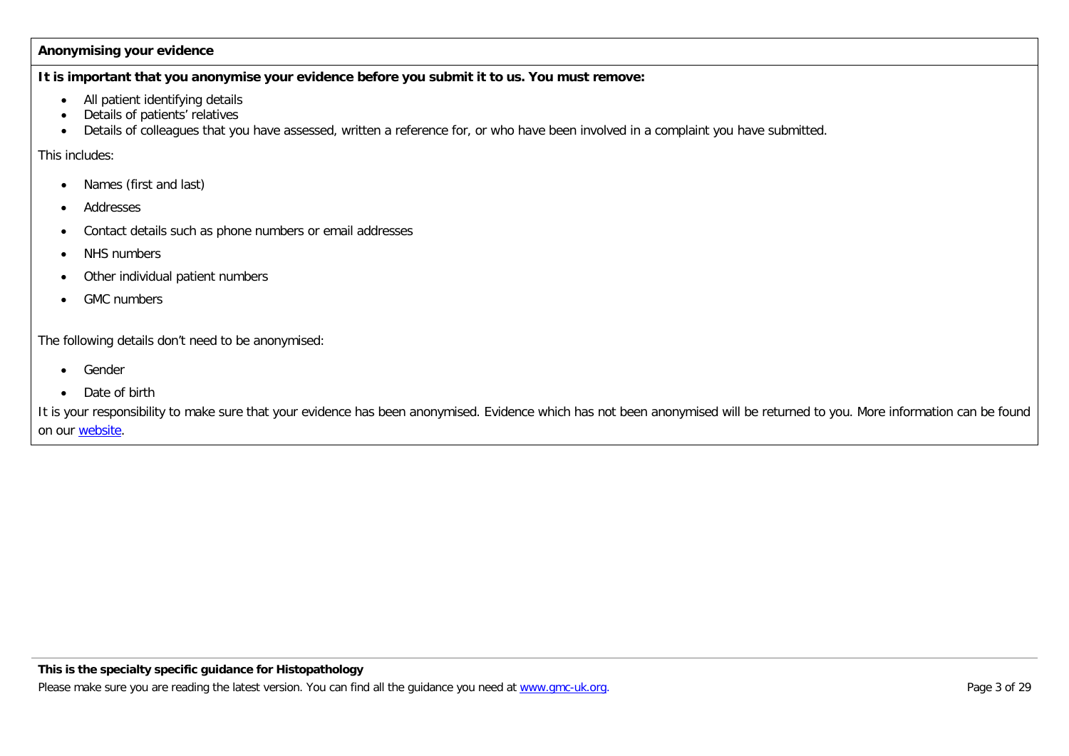**Anonymising your evidence**

**It is important that you anonymise your evidence before you submit it to us. You must remove:**

- All patient identifying details
- Details of patients' relatives
- Details of colleagues that you have assessed, written a reference for, or who have been involved in a complaint you have submitted.

This includes:

- Names (first and last)
- Addresses
- Contact details such as phone numbers or email addresses
- NHS numbers
- Other individual patient numbers
- GMC numbers

The following details don't need to be anonymised:

- Gender
- Date of birth

It is your responsibility to make sure that your evidence has been anonymised. Evidence which has not been anonymised will be returned to you. More information can be found on our [website](website).

**This is the specialty specific guidance for Histopathology**

Please make sure you are reading the latest version. You can find all the guidance you need at [www.gmc-uk.org](www.gmc-uk.org).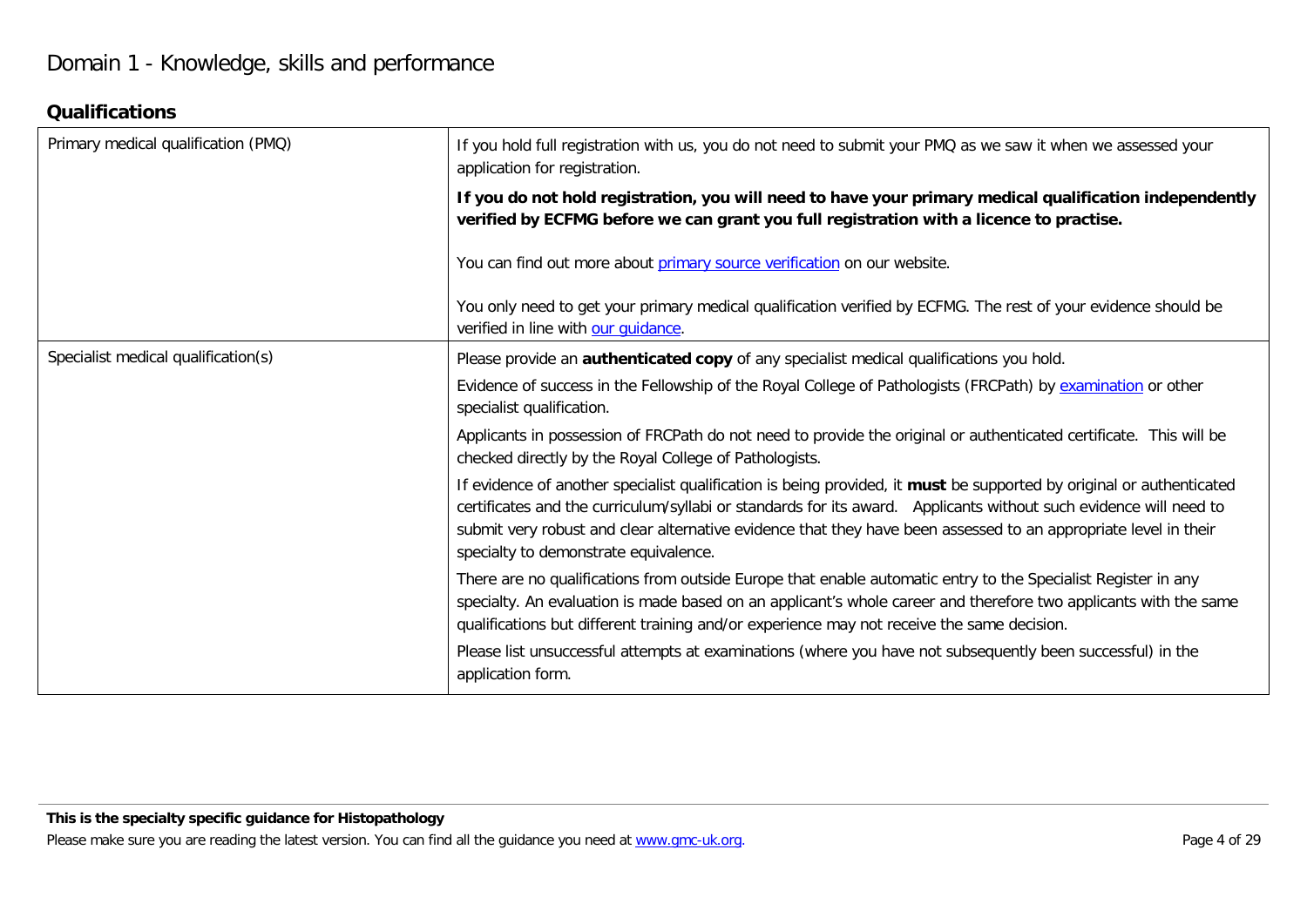# Domain 1 - Knowledge, skills and performance

## Qualifications

| | |
|---|---|
| Primary medical qualification (PMQ) | If you hold full registration with us, you do not need to submit your PMQ as we saw it when we assessed your application for registration.<br><br>**If you do not hold registration, you will need to have your primary medical qualification independently verified by ECFMG before we can grant you full registration with a licence to practise.**<br><br>You can find out more about primary source verification on our website.<br><br>You only need to get your primary medical qualification verified by ECFMG. The rest of your evidence should be verified in line with our guidance. |
| Specialist medical qualification(s) | Please provide an **authenticated copy** of any specialist medical qualifications you hold.<br><br>Evidence of success in the Fellowship of the Royal College of Pathologists (FRCPath) by examination or other specialist qualification.<br><br>Applicants in possession of FRCPath do not need to provide the original or authenticated certificate. This will be checked directly by the Royal College of Pathologists.<br><br>If evidence of another specialist qualification is being provided, it **must** be supported by original or authenticated certificates and the curriculum/syllabi or standards for its award. Applicants without such evidence will need to submit very robust and clear alternative evidence that they have been assessed to an appropriate level in their specialty to demonstrate equivalence.<br><br>There are no qualifications from outside Europe that enable automatic entry to the Specialist Register in any specialty. An evaluation is made based on an applicant's whole career and therefore two applicants with the same qualifications but different training and/or experience may not receive the same decision.<br><br>Please list unsuccessful attempts at examinations (where you have not subsequently been successful) in the application form. |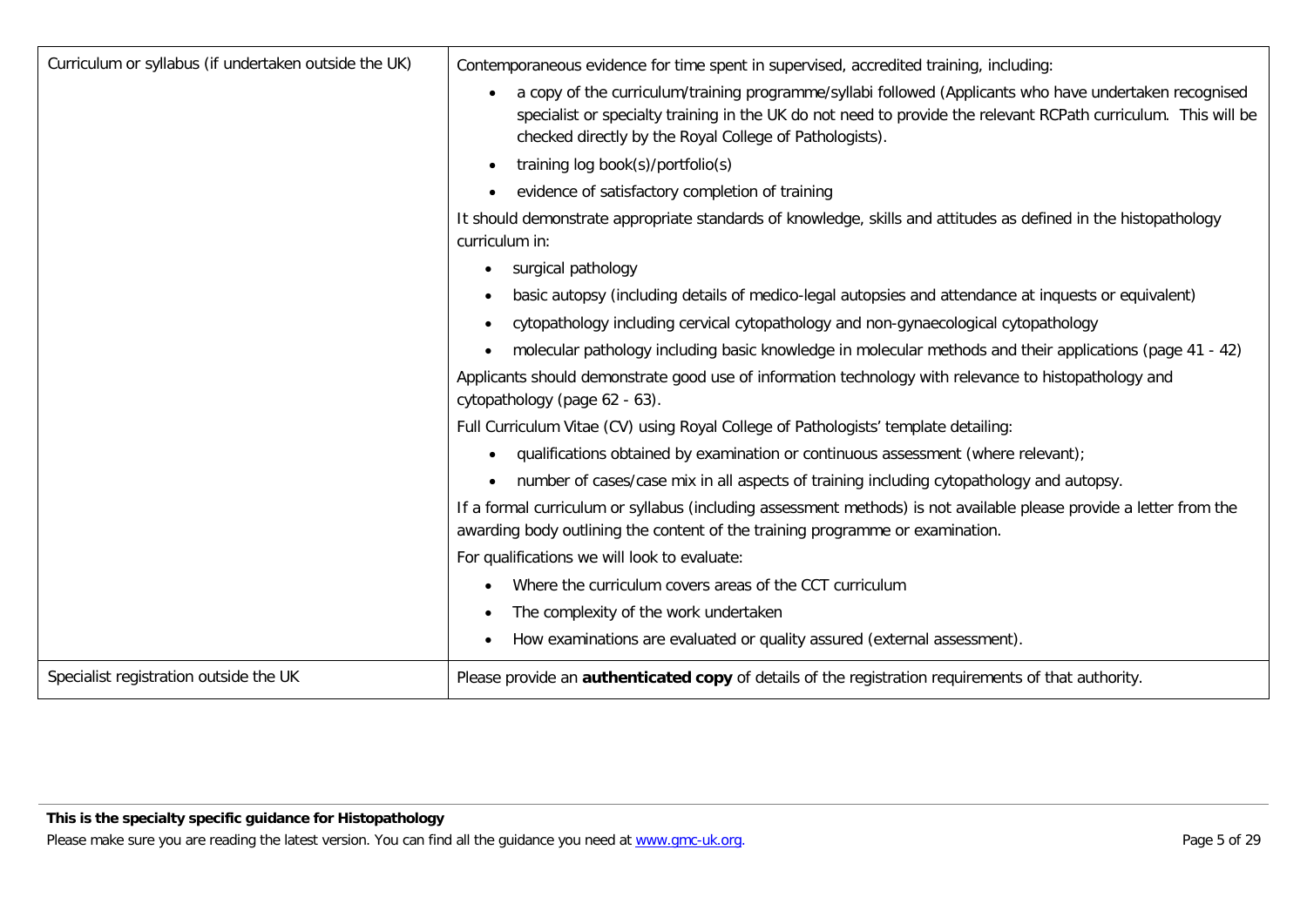| | |
|---|---|
| Curriculum or syllabus (if undertaken outside the UK) | Contemporaneous evidence for time spent in supervised, accredited training, including:<br>• a copy of the curriculum/training programme/syllabi followed (Applicants who have undertaken recognised specialist or specialty training in the UK do not need to provide the relevant RCPath curriculum. This will be checked directly by the Royal College of Pathologists).<br>• training log book(s)/portfolio(s)<br>• evidence of satisfactory completion of training<br>It should demonstrate appropriate standards of knowledge, skills and attitudes as defined in the histopathology curriculum in:<br>• surgical pathology<br>• basic autopsy (including details of medico-legal autopsies and attendance at inquests or equivalent)<br>• cytopathology including cervical cytopathology and non-gynaecological cytopathology<br>• molecular pathology including basic knowledge in molecular methods and their applications (page 41 - 42)<br>Applicants should demonstrate good use of information technology with relevance to histopathology and cytopathology (page 62 - 63).<br>Full Curriculum Vitae (CV) using Royal College of Pathologists' template detailing:<br>• qualifications obtained by examination or continuous assessment (where relevant);<br>• number of cases/case mix in all aspects of training including cytopathology and autopsy.<br>If a formal curriculum or syllabus (including assessment methods) is not available please provide a letter from the awarding body outlining the content of the training programme or examination.<br>For qualifications we will look to evaluate:<br>• Where the curriculum covers areas of the CCT curriculum<br>• The complexity of the work undertaken<br>• How examinations are evaluated or quality assured (external assessment). |
| Specialist registration outside the UK | Please provide an **authenticated copy** of details of the registration requirements of that authority. |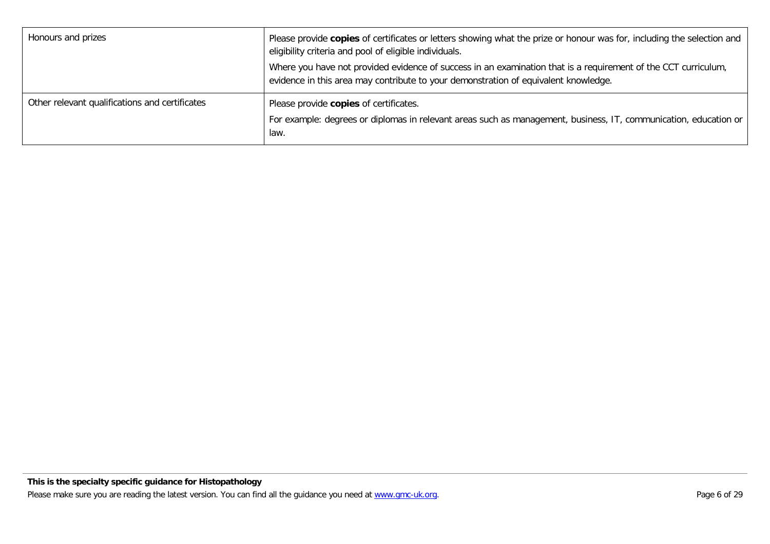| | |
|---|---|
| Honours and prizes | Please provide **copies** of certificates or letters showing what the prize or honour was for, including the selection and eligibility criteria and pool of eligible individuals.<br><br>Where you have not provided evidence of success in an examination that is a requirement of the CCT curriculum, evidence in this area may contribute to your demonstration of equivalent knowledge. |
| Other relevant qualifications and certificates | Please provide **copies** of certificates.<br><br>For example: degrees or diplomas in relevant areas such as management, business, IT, communication, education or law. |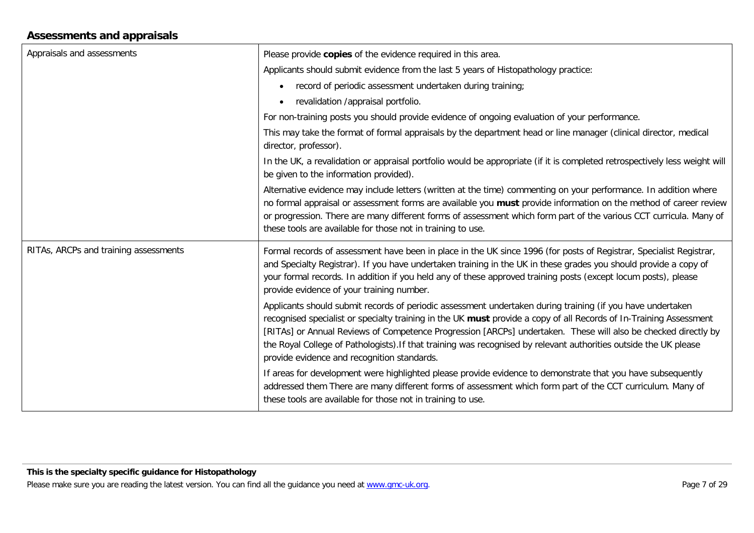## Assessments and appraisals

| | |
|---|---|
| Appraisals and assessments | Please provide **copies** of the evidence required in this area.<br><br>Applicants should submit evidence from the last 5 years of Histopathology practice:<br><br>• record of periodic assessment undertaken during training;<br>• revalidation /appraisal portfolio.<br><br>For non-training posts you should provide evidence of ongoing evaluation of your performance.<br><br>This may take the format of formal appraisals by the department head or line manager (clinical director, medical director, professor).<br><br>In the UK, a revalidation or appraisal portfolio would be appropriate (if it is completed retrospectively less weight will be given to the information provided).<br><br>Alternative evidence may include letters (written at the time) commenting on your performance. In addition where no formal appraisal or assessment forms are available you **must** provide information on the method of career review or progression. There are many different forms of assessment which form part of the various CCT curricula. Many of these tools are available for those not in training to use. |
| RITAs, ARCPs and training assessments | Formal records of assessment have been in place in the UK since 1996 (for posts of Registrar, Specialist Registrar, and Specialty Registrar). If you have undertaken training in the UK in these grades you should provide a copy of your formal records. In addition if you held any of these approved training posts (except locum posts), please provide evidence of your training number.<br><br>Applicants should submit records of periodic assessment undertaken during training (if you have undertaken recognised specialist or specialty training in the UK **must** provide a copy of all Records of In-Training Assessment [RITAs] or Annual Reviews of Competence Progression [ARCPs] undertaken. These will also be checked directly by the Royal College of Pathologists).If that training was recognised by relevant authorities outside the UK please provide evidence and recognition standards.<br><br>If areas for development were highlighted please provide evidence to demonstrate that you have subsequently addressed them There are many different forms of assessment which form part of the CCT curriculum. Many of these tools are available for those not in training to use. |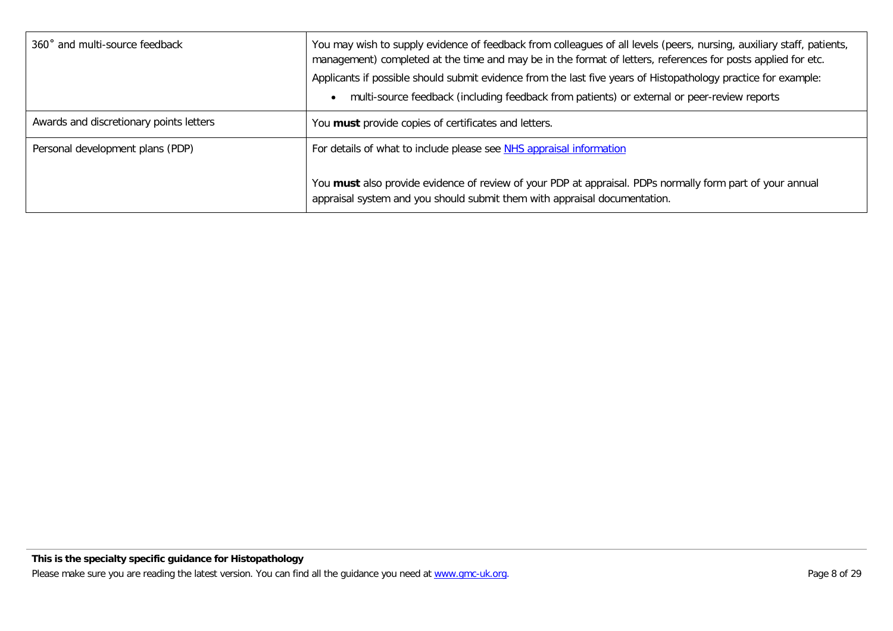| | |
|---|---|
| 360˚ and multi-source feedback | You may wish to supply evidence of feedback from colleagues of all levels (peers, nursing, auxiliary staff, patients, management) completed at the time and may be in the format of letters, references for posts applied for etc.<br><br>Applicants if possible should submit evidence from the last five years of Histopathology practice for example:<br><br>• multi-source feedback (including feedback from patients) or external or peer-review reports |
| Awards and discretionary points letters | You **must** provide copies of certificates and letters. |
| Personal development plans (PDP) | For details of what to include please see [NHS appraisal information](NHS appraisal information)<br><br>You **must** also provide evidence of review of your PDP at appraisal. PDPs normally form part of your annual appraisal system and you should submit them with appraisal documentation. |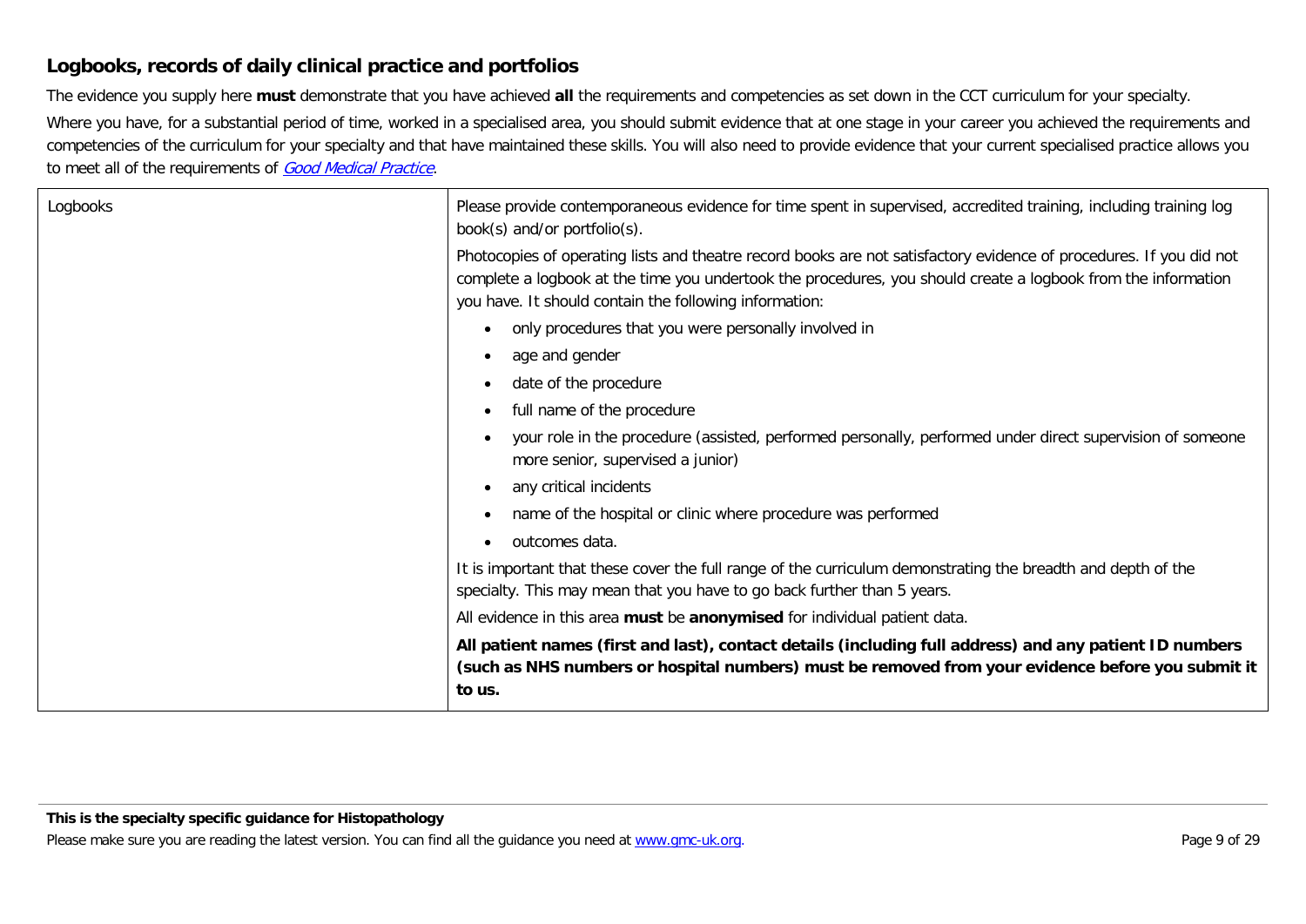## Logbooks, records of daily clinical practice and portfolios

The evidence you supply here **must** demonstrate that you have achieved **all** the requirements and competencies as set down in the CCT curriculum for your specialty.

Where you have, for a substantial period of time, worked in a specialised area, you should submit evidence that at one stage in your career you achieved the requirements and competencies of the curriculum for your specialty and that have maintained these skills. You will also need to provide evidence that your current specialised practice allows you to meet all of the requirements of *Good Medical Practice*.

| | |
|---|---|
| Logbooks | Please provide contemporaneous evidence for time spent in supervised, accredited training, including training log book(s) and/or portfolio(s).<br><br>Photocopies of operating lists and theatre record books are not satisfactory evidence of procedures. If you did not complete a logbook at the time you undertook the procedures, you should create a logbook from the information you have. It should contain the following information:<br><br>• only procedures that you were personally involved in<br>• age and gender<br>• date of the procedure<br>• full name of the procedure<br>• your role in the procedure (assisted, performed personally, performed under direct supervision of someone more senior, supervised a junior)<br>• any critical incidents<br>• name of the hospital or clinic where procedure was performed<br>• outcomes data.<br><br>It is important that these cover the full range of the curriculum demonstrating the breadth and depth of the specialty. This may mean that you have to go back further than 5 years.<br><br>All evidence in this area **must** be **anonymised** for individual patient data.<br><br>**All patient names (first and last), contact details (including full address) and any patient ID numbers (such as NHS numbers or hospital numbers) must be removed from your evidence before you submit it to us.** |

**This is the specialty specific guidance for Histopathology**

Please make sure you are reading the latest version. You can find all the guidance you need at www.gmc-uk.org.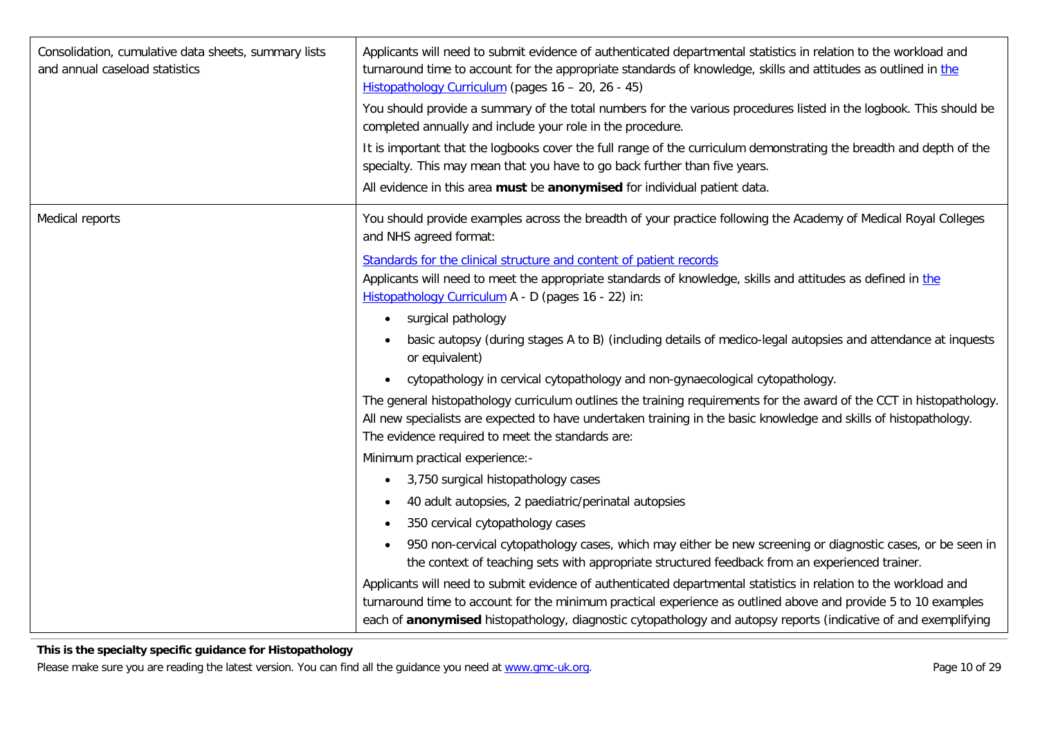| | |
|---|---|
| Consolidation, cumulative data sheets, summary lists and annual caseload statistics | Applicants will need to submit evidence of authenticated departmental statistics in relation to the workload and turnaround time to account for the appropriate standards of knowledge, skills and attitudes as outlined in the Histopathology Curriculum (pages 16 – 20, 26 - 45)<br><br>You should provide a summary of the total numbers for the various procedures listed in the logbook. This should be completed annually and include your role in the procedure.<br><br>It is important that the logbooks cover the full range of the curriculum demonstrating the breadth and depth of the specialty. This may mean that you have to go back further than five years.<br><br>All evidence in this area **must** be **anonymised** for individual patient data. |
| Medical reports | You should provide examples across the breadth of your practice following the Academy of Medical Royal Colleges and NHS agreed format:<br><br>Standards for the clinical structure and content of patient records<br>Applicants will need to meet the appropriate standards of knowledge, skills and attitudes as defined in the Histopathology Curriculum A - D (pages 16 - 22) in:<br><br>• surgical pathology<br>• basic autopsy (during stages A to B) (including details of medico-legal autopsies and attendance at inquests or equivalent)<br>• cytopathology in cervical cytopathology and non-gynaecological cytopathology.<br><br>The general histopathology curriculum outlines the training requirements for the award of the CCT in histopathology. All new specialists are expected to have undertaken training in the basic knowledge and skills of histopathology. The evidence required to meet the standards are:<br><br>Minimum practical experience:-<br><br>• 3,750 surgical histopathology cases<br>• 40 adult autopsies, 2 paediatric/perinatal autopsies<br>• 350 cervical cytopathology cases<br>• 950 non-cervical cytopathology cases, which may either be new screening or diagnostic cases, or be seen in the context of teaching sets with appropriate structured feedback from an experienced trainer.<br><br>Applicants will need to submit evidence of authenticated departmental statistics in relation to the workload and turnaround time to account for the minimum practical experience as outlined above and provide 5 to 10 examples each of **anonymised** histopathology, diagnostic cytopathology and autopsy reports (indicative of and exemplifying |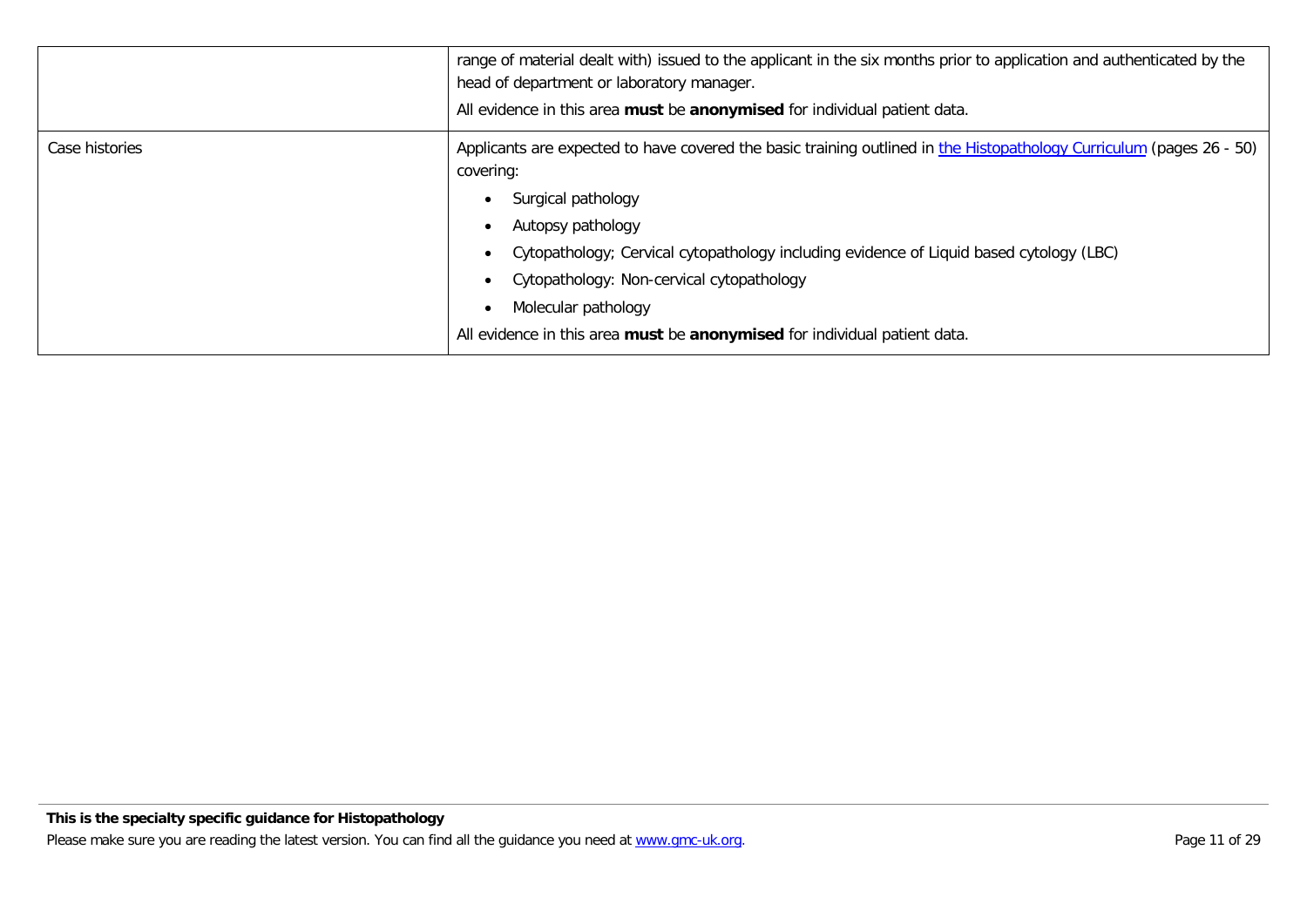| | |
|---|---|
| | range of material dealt with) issued to the applicant in the six months prior to application and authenticated by the head of department or laboratory manager.<br><br>All evidence in this area **must** be **anonymised** for individual patient data. |
| Case histories | Applicants are expected to have covered the basic training outlined in [the Histopathology Curriculum](the Histopathology Curriculum) (pages 26 - 50) covering:<br><br>• Surgical pathology<br>• Autopsy pathology<br>• Cytopathology; Cervical cytopathology including evidence of Liquid based cytology (LBC)<br>• Cytopathology: Non-cervical cytopathology<br>• Molecular pathology<br><br>All evidence in this area **must** be **anonymised** for individual patient data. |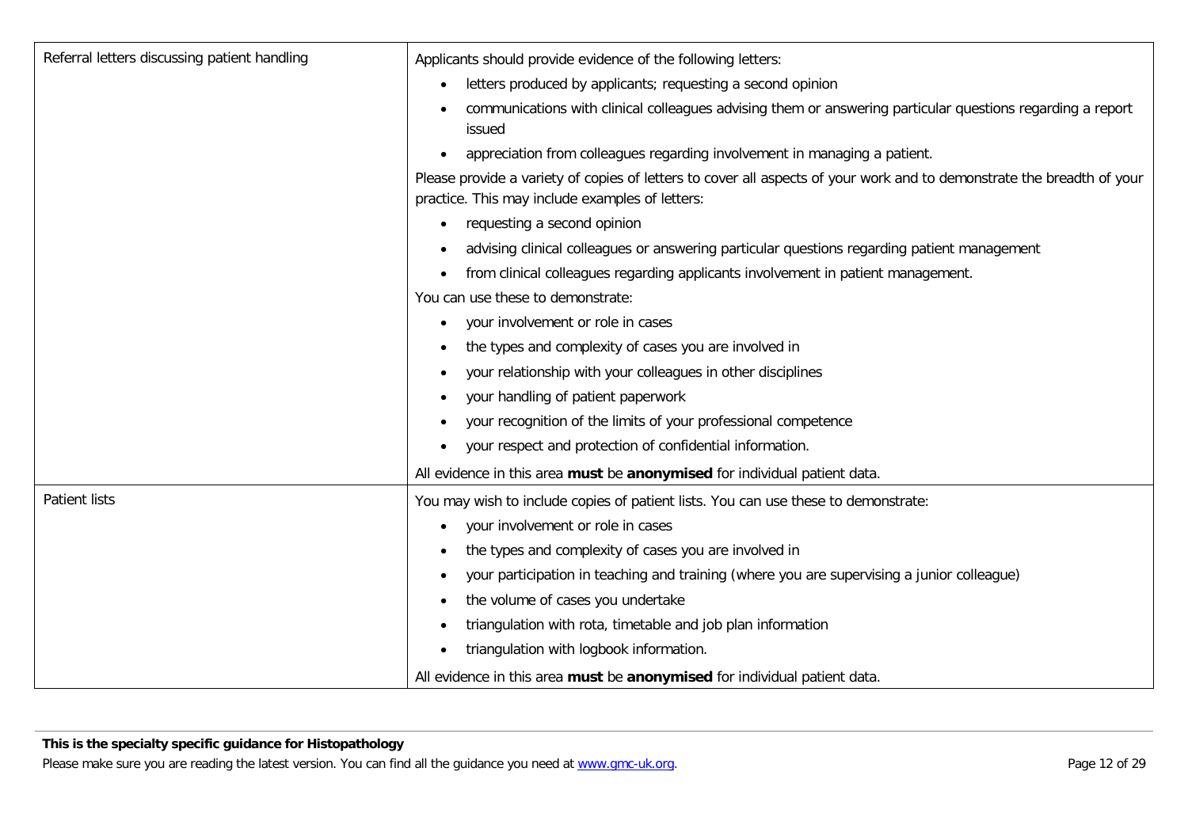| | |
|---|---|
| Referral letters discussing patient handling | Applicants should provide evidence of the following letters:<br>• letters produced by applicants; requesting a second opinion<br>• communications with clinical colleagues advising them or answering particular questions regarding a report issued<br>• appreciation from colleagues regarding involvement in managing a patient.<br>Please provide a variety of copies of letters to cover all aspects of your work and to demonstrate the breadth of your practice. This may include examples of letters:<br>• requesting a second opinion<br>• advising clinical colleagues or answering particular questions regarding patient management<br>• from clinical colleagues regarding applicants involvement in patient management.<br>You can use these to demonstrate:<br>• your involvement or role in cases<br>• the types and complexity of cases you are involved in<br>• your relationship with your colleagues in other disciplines<br>• your handling of patient paperwork<br>• your recognition of the limits of your professional competence<br>• your respect and protection of confidential information.<br>All evidence in this area **must** be **anonymised** for individual patient data. |
| Patient lists | You may wish to include copies of patient lists. You can use these to demonstrate:<br>• your involvement or role in cases<br>• the types and complexity of cases you are involved in<br>• your participation in teaching and training (where you are supervising a junior colleague)<br>• the volume of cases you undertake<br>• triangulation with rota, timetable and job plan information<br>• triangulation with logbook information.<br>All evidence in this area **must** be **anonymised** for individual patient data. |

**This is the specialty specific guidance for Histopathology**

Please make sure you are reading the latest version. You can find all the guidance you need at www.gmc-uk.org.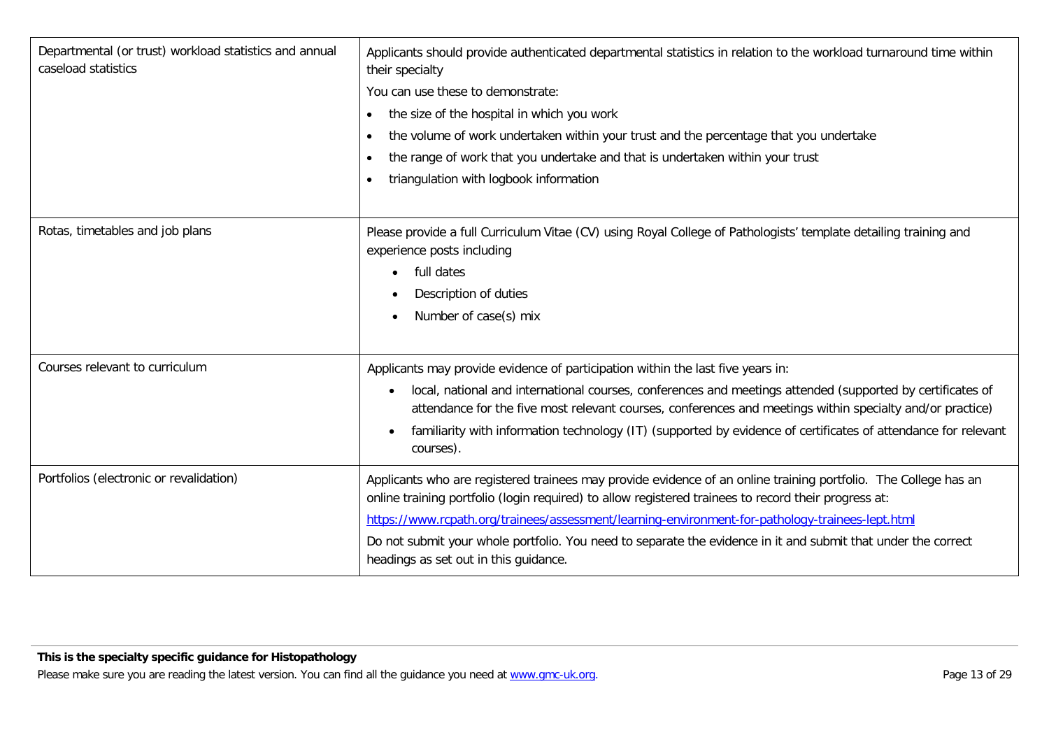| | |
|---|---|
| Departmental (or trust) workload statistics and annual caseload statistics | Applicants should provide authenticated departmental statistics in relation to the workload turnaround time within their specialty<br>You can use these to demonstrate:<br>• the size of the hospital in which you work<br>• the volume of work undertaken within your trust and the percentage that you undertake<br>• the range of work that you undertake and that is undertaken within your trust<br>• triangulation with logbook information |
| Rotas, timetables and job plans | Please provide a full Curriculum Vitae (CV) using Royal College of Pathologists' template detailing training and experience posts including<br>• full dates<br>• Description of duties<br>• Number of case(s) mix |
| Courses relevant to curriculum | Applicants may provide evidence of participation within the last five years in:<br>• local, national and international courses, conferences and meetings attended (supported by certificates of attendance for the five most relevant courses, conferences and meetings within specialty and/or practice)<br>• familiarity with information technology (IT) (supported by evidence of certificates of attendance for relevant courses). |
| Portfolios (electronic or revalidation) | Applicants who are registered trainees may provide evidence of an online training portfolio. The College has an online training portfolio (login required) to allow registered trainees to record their progress at:<br>https://www.rcpath.org/trainees/assessment/learning-environment-for-pathology-trainees-lept.html<br>Do not submit your whole portfolio. You need to separate the evidence in it and submit that under the correct headings as set out in this guidance. |

**This is the specialty specific guidance for Histopathology**

Please make sure you are reading the latest version. You can find all the guidance you need at www.gmc-uk.org.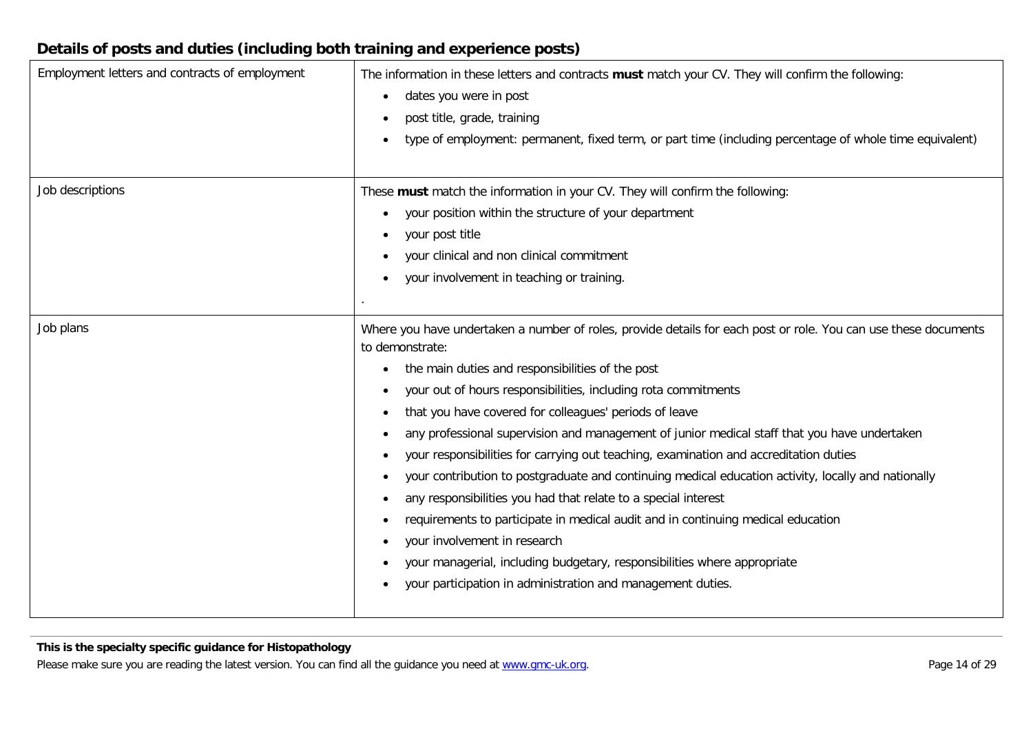## Details of posts and duties (including both training and experience posts)

| | |
|---|---|
| Employment letters and contracts of employment | The information in these letters and contracts **must** match your CV. They will confirm the following:<br>• dates you were in post<br>• post title, grade, training<br>• type of employment: permanent, fixed term, or part time (including percentage of whole time equivalent) |
| Job descriptions | These **must** match the information in your CV. They will confirm the following:<br>• your position within the structure of your department<br>• your post title<br>• your clinical and non clinical commitment<br>• your involvement in teaching or training.<br>. |
| Job plans | Where you have undertaken a number of roles, provide details for each post or role. You can use these documents to demonstrate:<br>• the main duties and responsibilities of the post<br>• your out of hours responsibilities, including rota commitments<br>• that you have covered for colleagues' periods of leave<br>• any professional supervision and management of junior medical staff that you have undertaken<br>• your responsibilities for carrying out teaching, examination and accreditation duties<br>• your contribution to postgraduate and continuing medical education activity, locally and nationally<br>• any responsibilities you had that relate to a special interest<br>• requirements to participate in medical audit and in continuing medical education<br>• your involvement in research<br>• your managerial, including budgetary, responsibilities where appropriate<br>• your participation in administration and management duties. |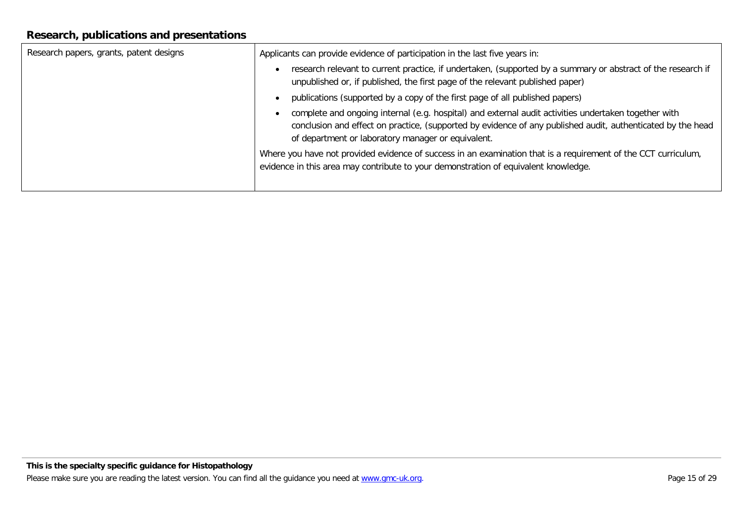## Research, publications and presentations

| Research papers, grants, patent designs | Applicants can provide evidence of participation in the last five years in:<br><br>• research relevant to current practice, if undertaken, (supported by a summary or abstract of the research if unpublished or, if published, the first page of the relevant published paper)<br><br>• publications (supported by a copy of the first page of all published papers)<br><br>• complete and ongoing internal (e.g. hospital) and external audit activities undertaken together with conclusion and effect on practice, (supported by evidence of any published audit, authenticated by the head of department or laboratory manager or equivalent.<br><br>Where you have not provided evidence of success in an examination that is a requirement of the CCT curriculum, evidence in this area may contribute to your demonstration of equivalent knowledge. |
|---|---|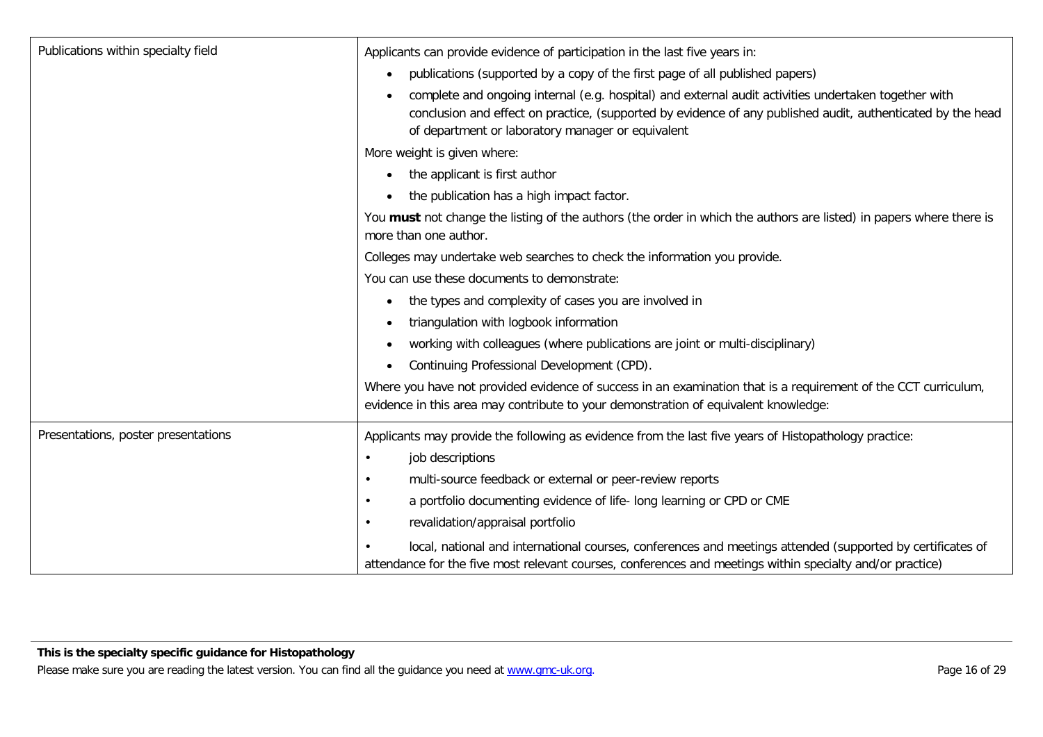| | |
|---|---|
| Publications within specialty field | Applicants can provide evidence of participation in the last five years in:<br>• publications (supported by a copy of the first page of all published papers)<br>• complete and ongoing internal (e.g. hospital) and external audit activities undertaken together with conclusion and effect on practice, (supported by evidence of any published audit, authenticated by the head of department or laboratory manager or equivalent<br>More weight is given where:<br>• the applicant is first author<br>• the publication has a high impact factor.<br>You **must** not change the listing of the authors (the order in which the authors are listed) in papers where there is more than one author.<br>Colleges may undertake web searches to check the information you provide.<br>You can use these documents to demonstrate:<br>• the types and complexity of cases you are involved in<br>• triangulation with logbook information<br>• working with colleagues (where publications are joint or multi-disciplinary)<br>• Continuing Professional Development (CPD).<br>Where you have not provided evidence of success in an examination that is a requirement of the CCT curriculum, evidence in this area may contribute to your demonstration of equivalent knowledge: |
| Presentations, poster presentations | Applicants may provide the following as evidence from the last five years of Histopathology practice:<br>• job descriptions<br>• multi-source feedback or external or peer-review reports<br>• a portfolio documenting evidence of life- long learning or CPD or CME<br>• revalidation/appraisal portfolio<br>• local, national and international courses, conferences and meetings attended (supported by certificates of attendance for the five most relevant courses, conferences and meetings within specialty and/or practice) |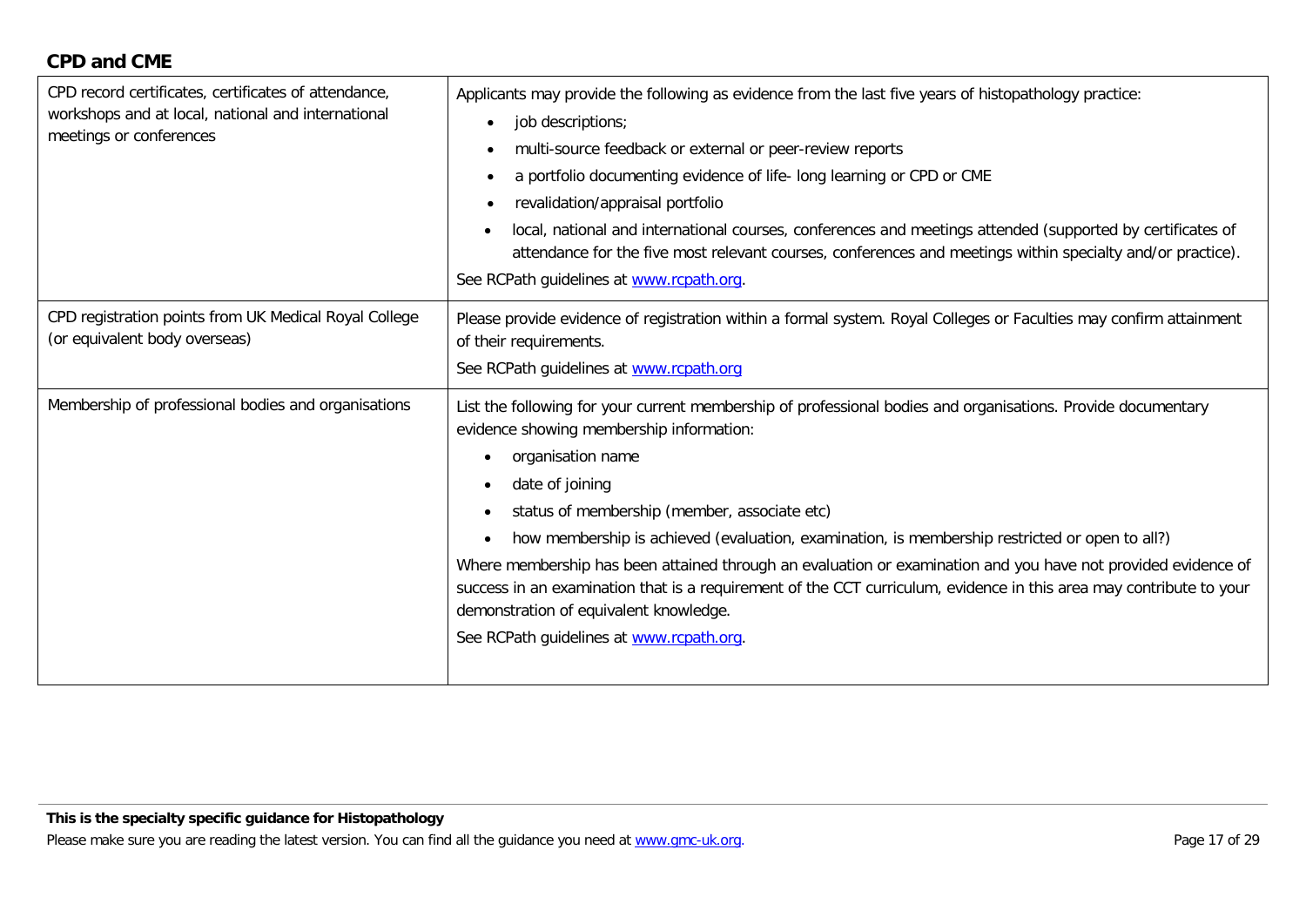## CPD and CME

| | |
|---|---|
| CPD record certificates, certificates of attendance, workshops and at local, national and international meetings or conferences | Applicants may provide the following as evidence from the last five years of histopathology practice:<br>• job descriptions;<br>• multi-source feedback or external or peer-review reports<br>• a portfolio documenting evidence of life- long learning or CPD or CME<br>• revalidation/appraisal portfolio<br>• local, national and international courses, conferences and meetings attended (supported by certificates of attendance for the five most relevant courses, conferences and meetings within specialty and/or practice).<br>See RCPath guidelines at www.rcpath.org. |
| CPD registration points from UK Medical Royal College (or equivalent body overseas) | Please provide evidence of registration within a formal system. Royal Colleges or Faculties may confirm attainment of their requirements.<br>See RCPath guidelines at www.rcpath.org |
| Membership of professional bodies and organisations | List the following for your current membership of professional bodies and organisations. Provide documentary evidence showing membership information:<br>• organisation name<br>• date of joining<br>• status of membership (member, associate etc)<br>• how membership is achieved (evaluation, examination, is membership restricted or open to all?)<br>Where membership has been attained through an evaluation or examination and you have not provided evidence of success in an examination that is a requirement of the CCT curriculum, evidence in this area may contribute to your demonstration of equivalent knowledge.<br>See RCPath guidelines at www.rcpath.org. |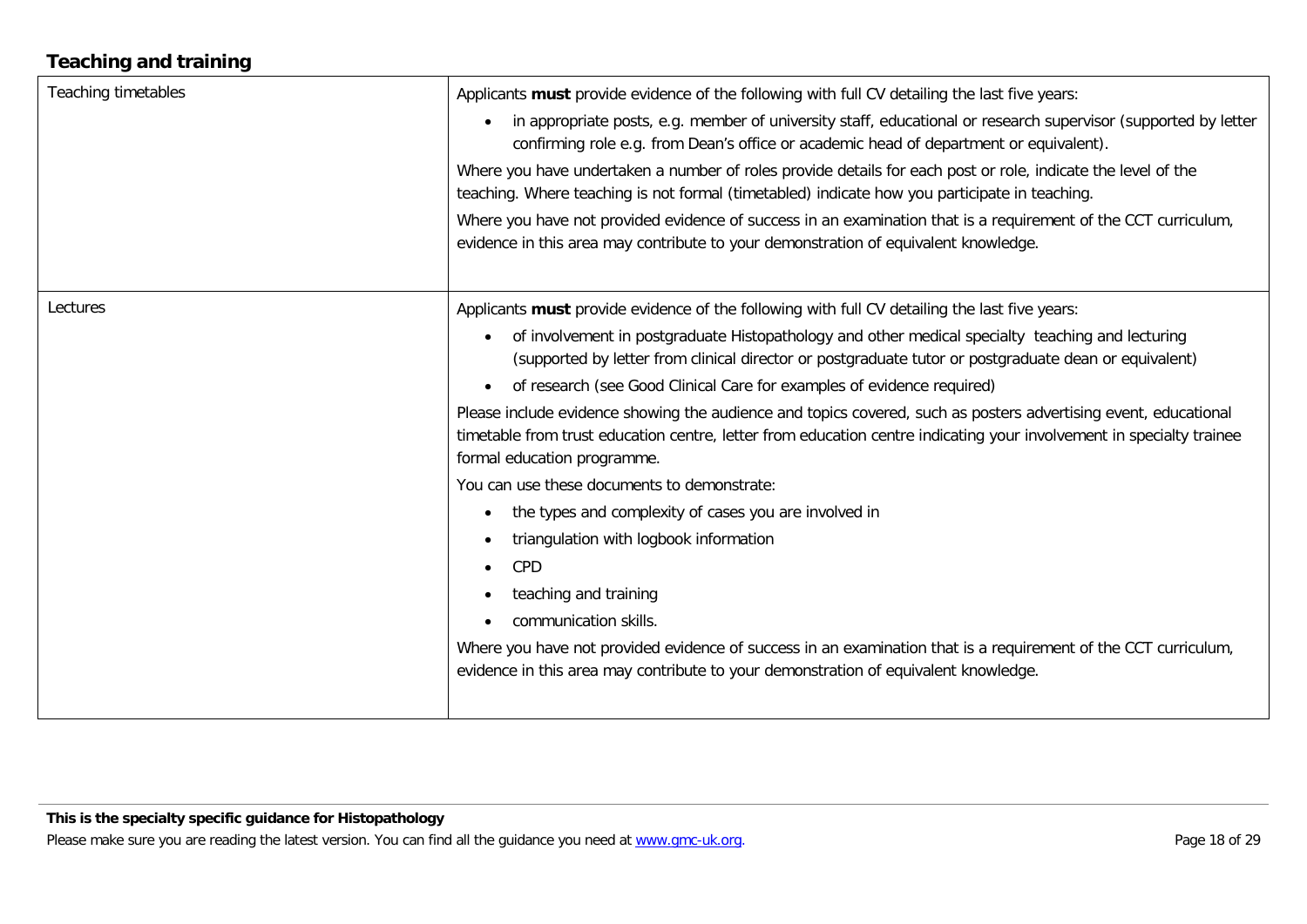## Teaching and training

| | |
|---|---|
| Teaching timetables | Applicants **must** provide evidence of the following with full CV detailing the last five years:<br><ul><li>in appropriate posts, e.g. member of university staff, educational or research supervisor (supported by letter confirming role e.g. from Dean's office or academic head of department or equivalent).</li></ul>Where you have undertaken a number of roles provide details for each post or role, indicate the level of the teaching. Where teaching is not formal (timetabled) indicate how you participate in teaching.<br>Where you have not provided evidence of success in an examination that is a requirement of the CCT curriculum, evidence in this area may contribute to your demonstration of equivalent knowledge. |
| Lectures | Applicants **must** provide evidence of the following with full CV detailing the last five years:<br><ul><li>of involvement in postgraduate Histopathology and other medical specialty teaching and lecturing (supported by letter from clinical director or postgraduate tutor or postgraduate dean or equivalent)</li><li>of research (see Good Clinical Care for examples of evidence required)</li></ul>Please include evidence showing the audience and topics covered, such as posters advertising event, educational timetable from trust education centre, letter from education centre indicating your involvement in specialty trainee formal education programme.<br>You can use these documents to demonstrate:<br><ul><li>the types and complexity of cases you are involved in</li><li>triangulation with logbook information</li><li>CPD</li><li>teaching and training</li><li>communication skills.</li></ul>Where you have not provided evidence of success in an examination that is a requirement of the CCT curriculum, evidence in this area may contribute to your demonstration of equivalent knowledge. |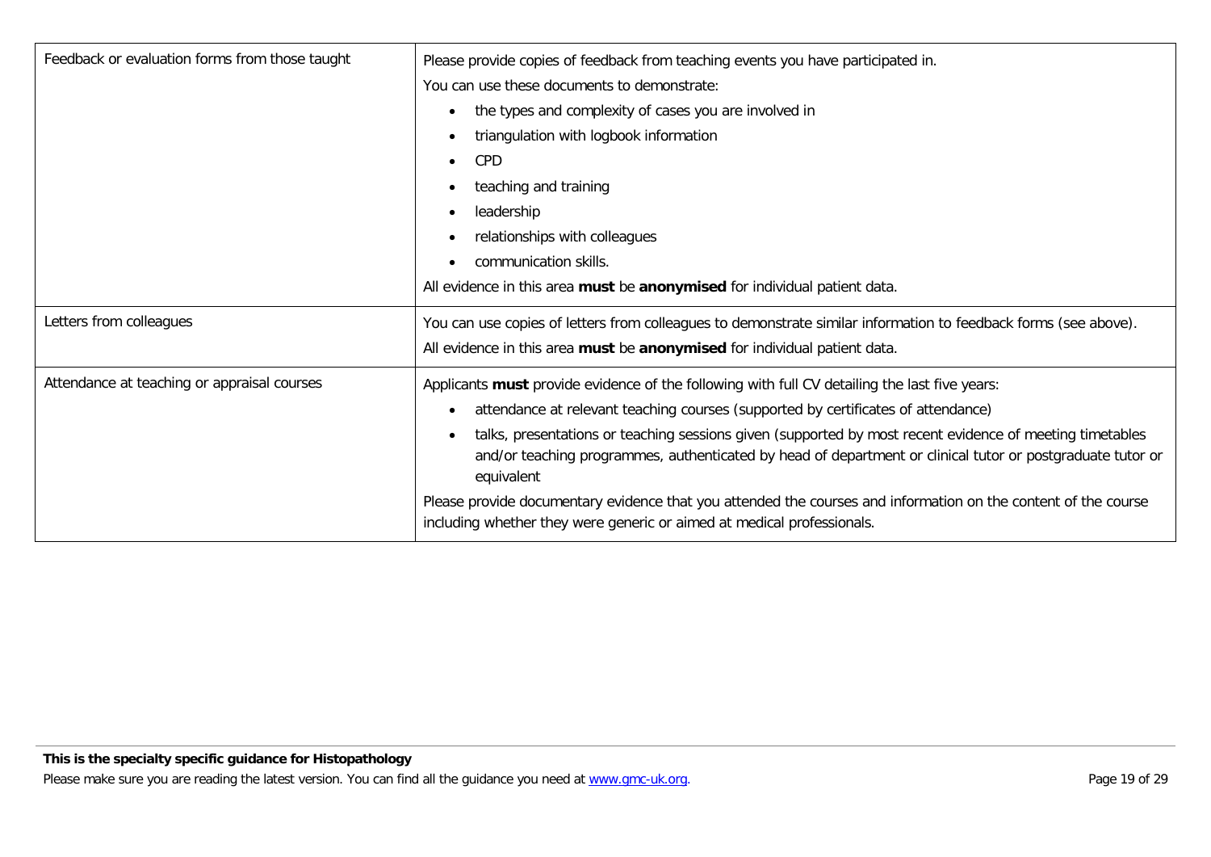| | |
|---|---|
| Feedback or evaluation forms from those taught | Please provide copies of feedback from teaching events you have participated in.<br>You can use these documents to demonstrate:<br>• the types and complexity of cases you are involved in<br>• triangulation with logbook information<br>• CPD<br>• teaching and training<br>• leadership<br>• relationships with colleagues<br>• communication skills.<br>All evidence in this area **must** be **anonymised** for individual patient data. |
| Letters from colleagues | You can use copies of letters from colleagues to demonstrate similar information to feedback forms (see above).<br>All evidence in this area **must** be **anonymised** for individual patient data. |
| Attendance at teaching or appraisal courses | Applicants **must** provide evidence of the following with full CV detailing the last five years:<br>• attendance at relevant teaching courses (supported by certificates of attendance)<br>• talks, presentations or teaching sessions given (supported by most recent evidence of meeting timetables and/or teaching programmes, authenticated by head of department or clinical tutor or postgraduate tutor or equivalent<br>Please provide documentary evidence that you attended the courses and information on the content of the course including whether they were generic or aimed at medical professionals. |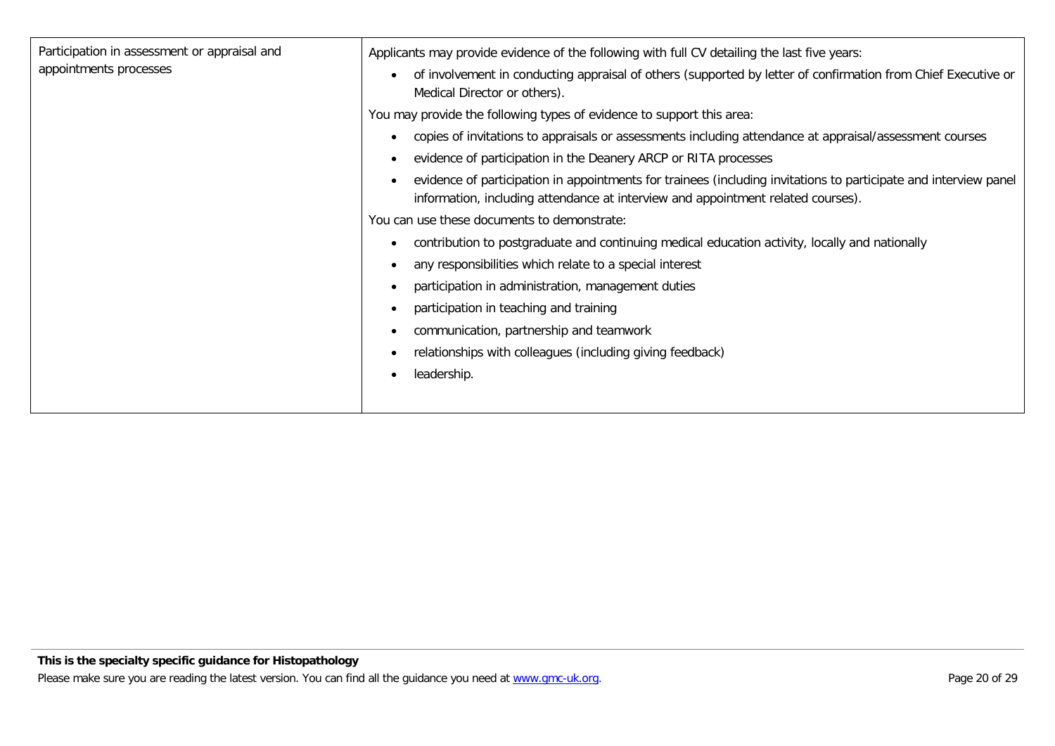| | |
|---|---|
| Participation in assessment or appraisal and appointments processes | Applicants may provide evidence of the following with full CV detailing the last five years:<br>• of involvement in conducting appraisal of others (supported by letter of confirmation from Chief Executive or Medical Director or others).<br>You may provide the following types of evidence to support this area:<br>• copies of invitations to appraisals or assessments including attendance at appraisal/assessment courses<br>• evidence of participation in the Deanery ARCP or RITA processes<br>• evidence of participation in appointments for trainees (including invitations to participate and interview panel information, including attendance at interview and appointment related courses).<br>You can use these documents to demonstrate:<br>• contribution to postgraduate and continuing medical education activity, locally and nationally<br>• any responsibilities which relate to a special interest<br>• participation in administration, management duties<br>• participation in teaching and training<br>• communication, partnership and teamwork<br>• relationships with colleagues (including giving feedback)<br>• leadership. |

**This is the specialty specific guidance for Histopathology**

Please make sure you are reading the latest version. You can find all the guidance you need at www.gmc-uk.org.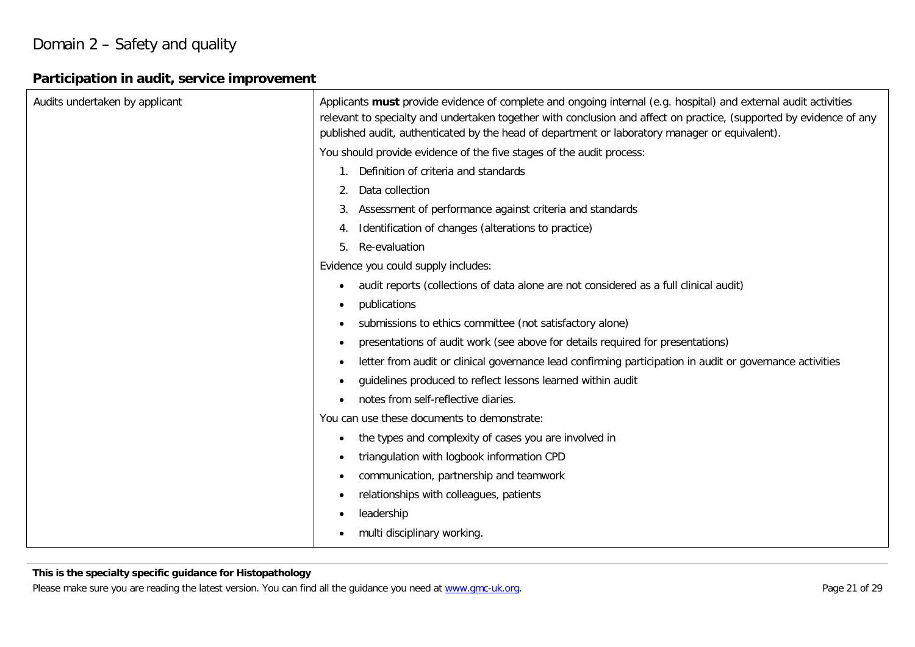# Domain 2 – Safety and quality

## Participation in audit, service improvement

| | |
|---|---|
| Audits undertaken by applicant | Applicants **must** provide evidence of complete and ongoing internal (e.g. hospital) and external audit activities relevant to specialty and undertaken together with conclusion and affect on practice, (supported by evidence of any published audit, authenticated by the head of department or laboratory manager or equivalent).<br><br>You should provide evidence of the five stages of the audit process:<br>1. Definition of criteria and standards<br>2. Data collection<br>3. Assessment of performance against criteria and standards<br>4. Identification of changes (alterations to practice)<br>5. Re-evaluation<br><br>Evidence you could supply includes:<br>• audit reports (collections of data alone are not considered as a full clinical audit)<br>• publications<br>• submissions to ethics committee (not satisfactory alone)<br>• presentations of audit work (see above for details required for presentations)<br>• letter from audit or clinical governance lead confirming participation in audit or governance activities<br>• guidelines produced to reflect lessons learned within audit<br>• notes from self-reflective diaries.<br><br>You can use these documents to demonstrate:<br>• the types and complexity of cases you are involved in<br>• triangulation with logbook information CPD<br>• communication, partnership and teamwork<br>• relationships with colleagues, patients<br>• leadership<br>• multi disciplinary working. |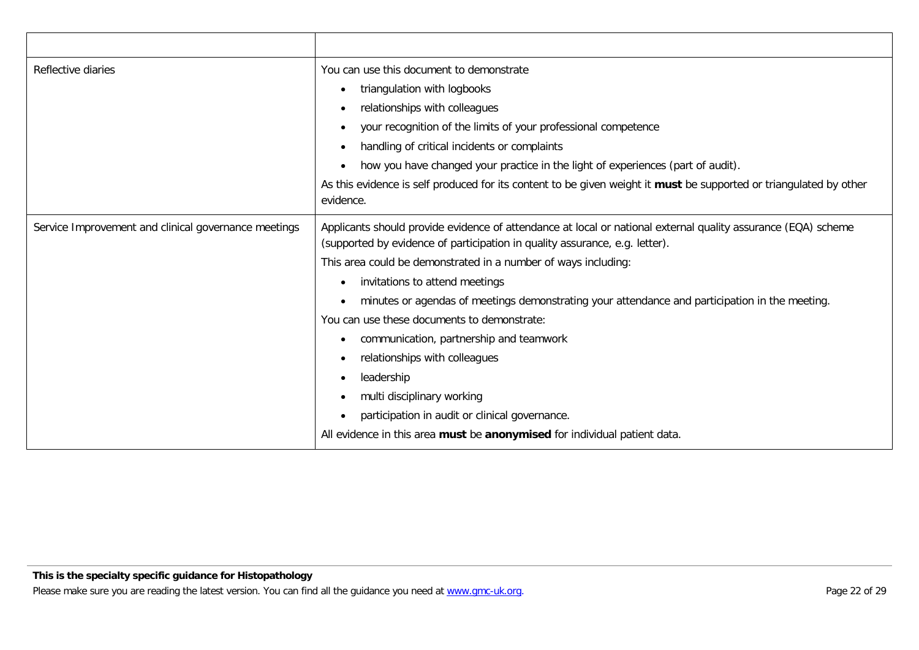| | |
|---|---|
| Reflective diaries | You can use this document to demonstrate<br>• triangulation with logbooks<br>• relationships with colleagues<br>• your recognition of the limits of your professional competence<br>• handling of critical incidents or complaints<br>• how you have changed your practice in the light of experiences (part of audit).<br>As this evidence is self produced for its content to be given weight it **must** be supported or triangulated by other evidence. |
| Service Improvement and clinical governance meetings | Applicants should provide evidence of attendance at local or national external quality assurance (EQA) scheme (supported by evidence of participation in quality assurance, e.g. letter).<br>This area could be demonstrated in a number of ways including:<br>• invitations to attend meetings<br>• minutes or agendas of meetings demonstrating your attendance and participation in the meeting.<br>You can use these documents to demonstrate:<br>• communication, partnership and teamwork<br>• relationships with colleagues<br>• leadership<br>• multi disciplinary working<br>• participation in audit or clinical governance.<br>All evidence in this area **must** be **anonymised** for individual patient data. |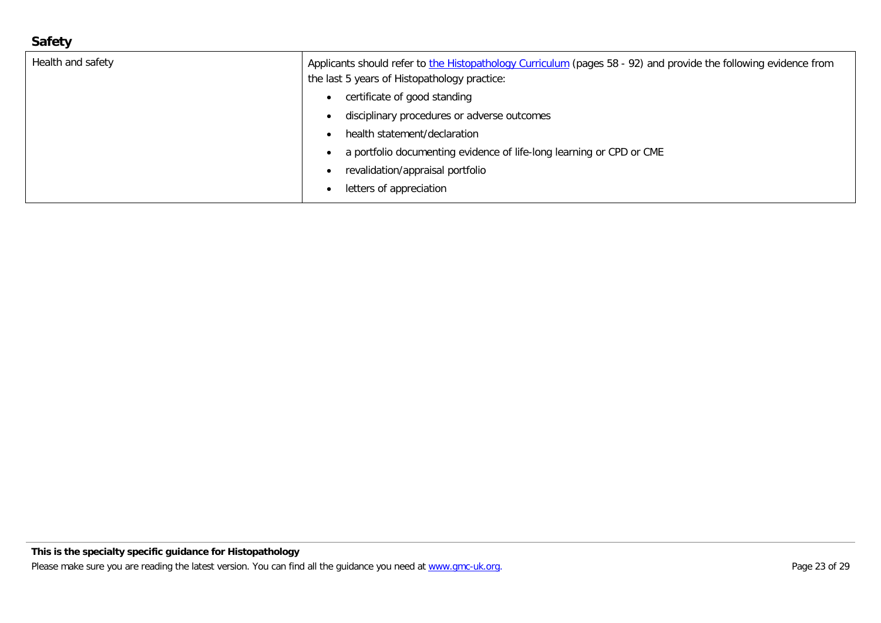## Safety

| Health and safety | Applicants should refer to the Histopathology Curriculum (pages 58 - 92) and provide the following evidence from the last 5 years of Histopathology practice:<br>• certificate of good standing<br>• disciplinary procedures or adverse outcomes<br>• health statement/declaration<br>• a portfolio documenting evidence of life-long learning or CPD or CME<br>• revalidation/appraisal portfolio<br>• letters of appreciation |
|---|---|

**This is the specialty specific guidance for Histopathology**

Please make sure you are reading the latest version. You can find all the guidance you need at www.gmc-uk.org.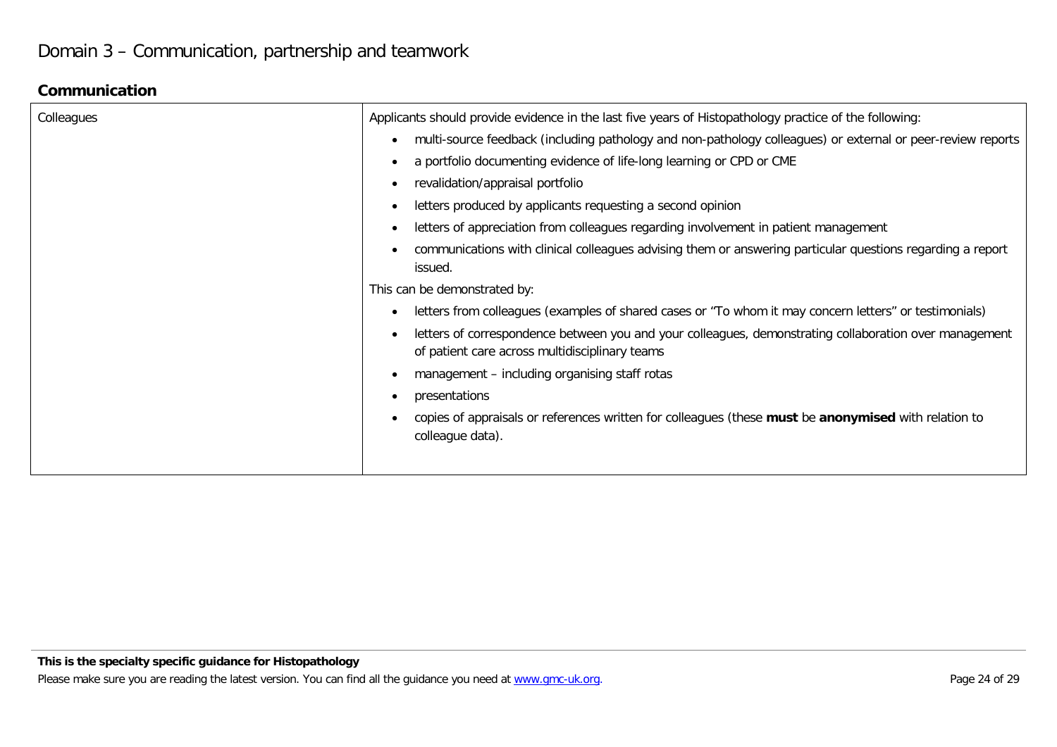# Domain 3 – Communication, partnership and teamwork

## Communication

| | |
|---|---|
| Colleagues | Applicants should provide evidence in the last five years of Histopathology practice of the following:<br>• multi-source feedback (including pathology and non-pathology colleagues) or external or peer-review reports<br>• a portfolio documenting evidence of life-long learning or CPD or CME<br>• revalidation/appraisal portfolio<br>• letters produced by applicants requesting a second opinion<br>• letters of appreciation from colleagues regarding involvement in patient management<br>• communications with clinical colleagues advising them or answering particular questions regarding a report issued.<br>This can be demonstrated by:<br>• letters from colleagues (examples of shared cases or "To whom it may concern letters" or testimonials)<br>• letters of correspondence between you and your colleagues, demonstrating collaboration over management of patient care across multidisciplinary teams<br>• management – including organising staff rotas<br>• presentations<br>• copies of appraisals or references written for colleagues (these **must** be **anonymised** with relation to colleague data). |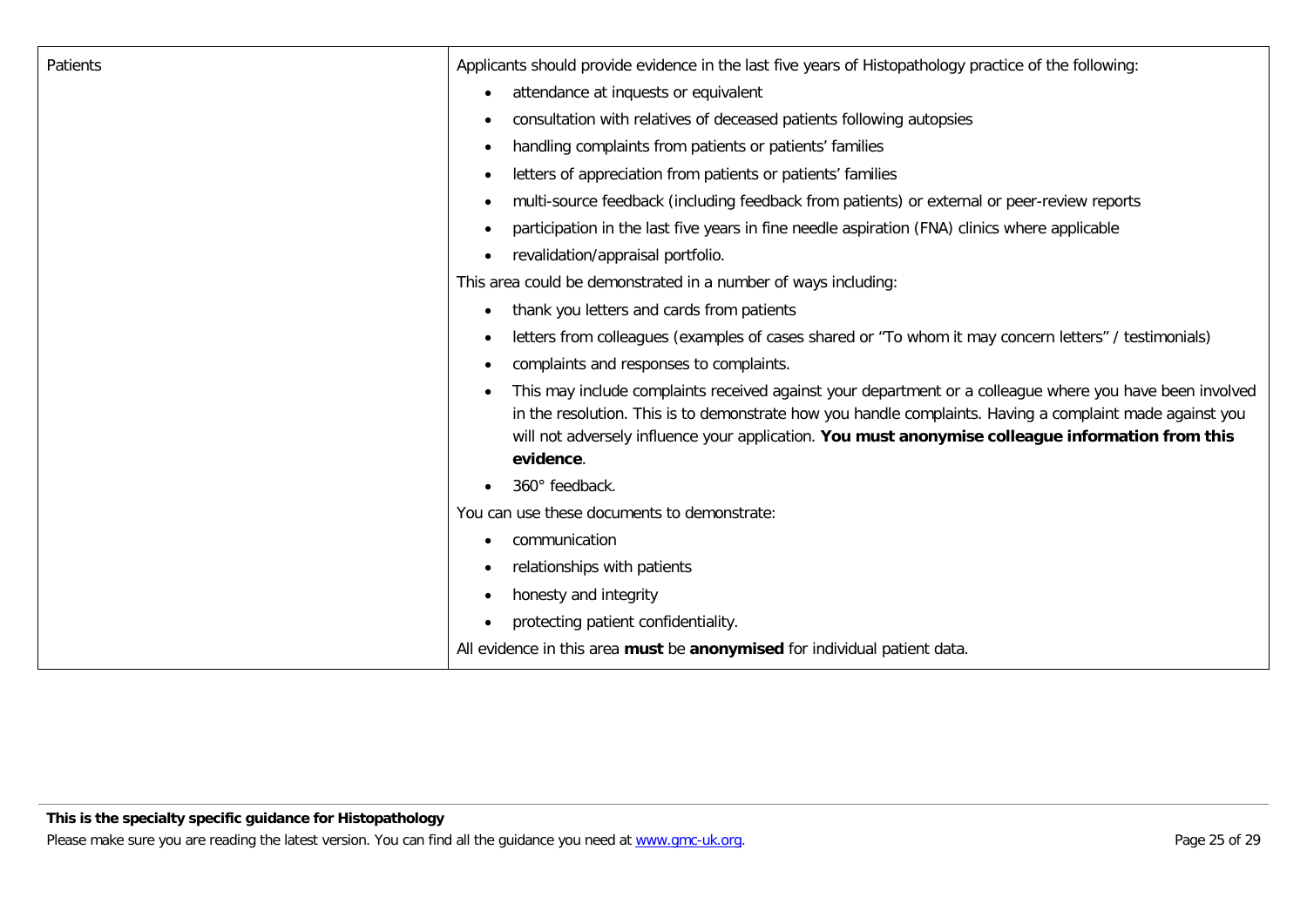| Patients | Applicants should provide evidence in the last five years of Histopathology practice of the following:<br><ul><li>attendance at inquests or equivalent</li><li>consultation with relatives of deceased patients following autopsies</li><li>handling complaints from patients or patients' families</li><li>letters of appreciation from patients or patients' families</li><li>multi-source feedback (including feedback from patients) or external or peer-review reports</li><li>participation in the last five years in fine needle aspiration (FNA) clinics where applicable</li><li>revalidation/appraisal portfolio.</li></ul>This area could be demonstrated in a number of ways including:<br><ul><li>thank you letters and cards from patients</li><li>letters from colleagues (examples of cases shared or "To whom it may concern letters" / testimonials)</li><li>complaints and responses to complaints.</li><li>This may include complaints received against your department or a colleague where you have been involved in the resolution. This is to demonstrate how you handle complaints. Having a complaint made against you will not adversely influence your application. **You must anonymise colleague information from this evidence**.</li><li>360° feedback.</li></ul>You can use these documents to demonstrate:<br><ul><li>communication</li><li>relationships with patients</li><li>honesty and integrity</li><li>protecting patient confidentiality.</li></ul>All evidence in this area **must** be **anonymised** for individual patient data. |
|---|---|

**This is the specialty specific guidance for Histopathology**

Please make sure you are reading the latest version. You can find all the guidance you need at www.gmc-uk.org.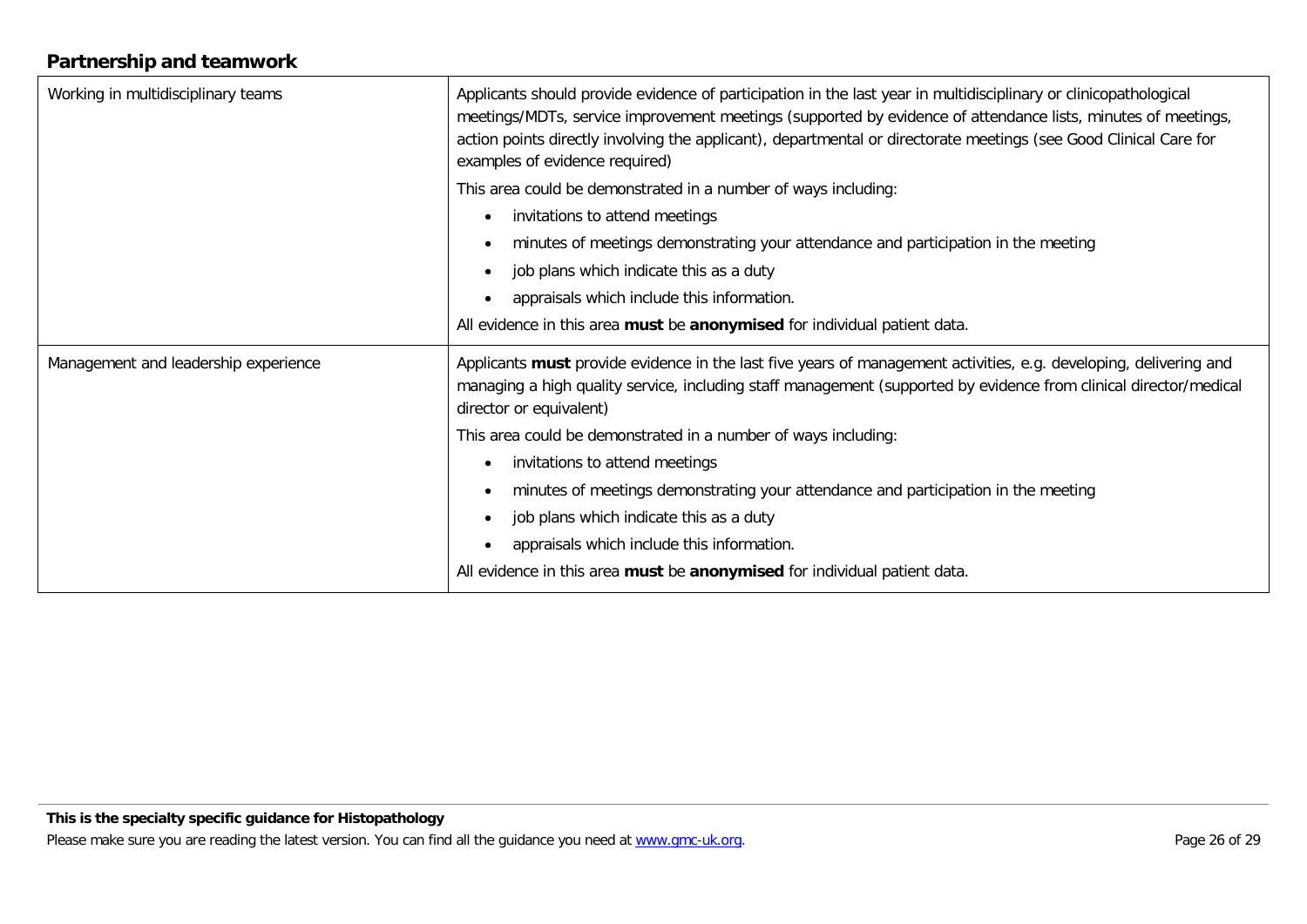## Partnership and teamwork

| | |
|---|---|
| Working in multidisciplinary teams | Applicants should provide evidence of participation in the last year in multidisciplinary or clinicopathological meetings/MDTs, service improvement meetings (supported by evidence of attendance lists, minutes of meetings, action points directly involving the applicant), departmental or directorate meetings (see Good Clinical Care for examples of evidence required)<br><br>This area could be demonstrated in a number of ways including:<br>• invitations to attend meetings<br>• minutes of meetings demonstrating your attendance and participation in the meeting<br>• job plans which indicate this as a duty<br>• appraisals which include this information.<br><br>All evidence in this area **must** be **anonymised** for individual patient data. |
| Management and leadership experience | Applicants **must** provide evidence in the last five years of management activities, e.g. developing, delivering and managing a high quality service, including staff management (supported by evidence from clinical director/medical director or equivalent)<br><br>This area could be demonstrated in a number of ways including:<br>• invitations to attend meetings<br>• minutes of meetings demonstrating your attendance and participation in the meeting<br>• job plans which indicate this as a duty<br>• appraisals which include this information.<br><br>All evidence in this area **must** be **anonymised** for individual patient data. |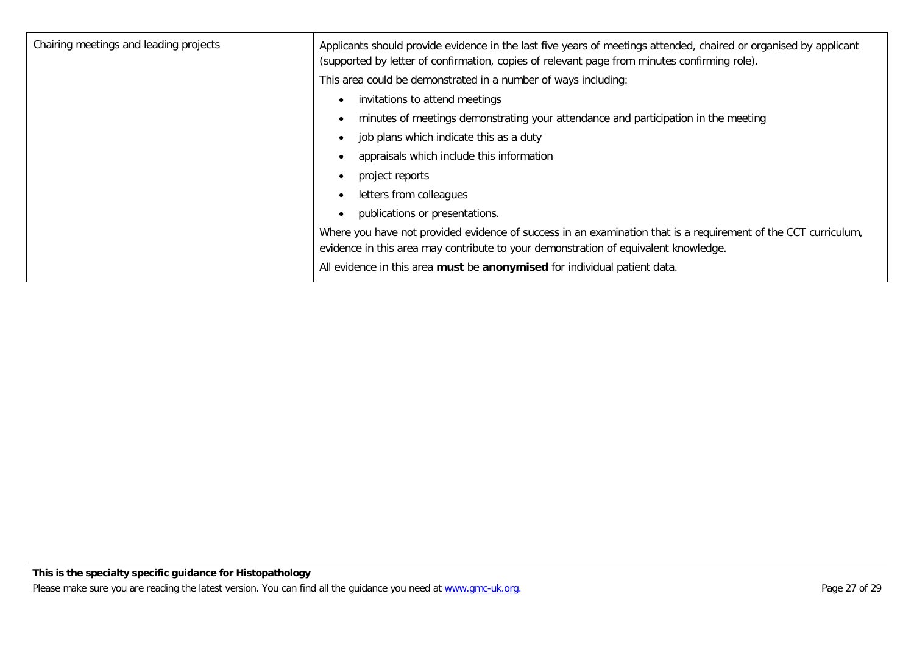| | |
|---|---|
| Chairing meetings and leading projects | Applicants should provide evidence in the last five years of meetings attended, chaired or organised by applicant (supported by letter of confirmation, copies of relevant page from minutes confirming role).<br><br>This area could be demonstrated in a number of ways including:<br><br>• invitations to attend meetings<br>• minutes of meetings demonstrating your attendance and participation in the meeting<br>• job plans which indicate this as a duty<br>• appraisals which include this information<br>• project reports<br>• letters from colleagues<br>• publications or presentations.<br><br>Where you have not provided evidence of success in an examination that is a requirement of the CCT curriculum, evidence in this area may contribute to your demonstration of equivalent knowledge.<br><br>All evidence in this area **must** be **anonymised** for individual patient data. |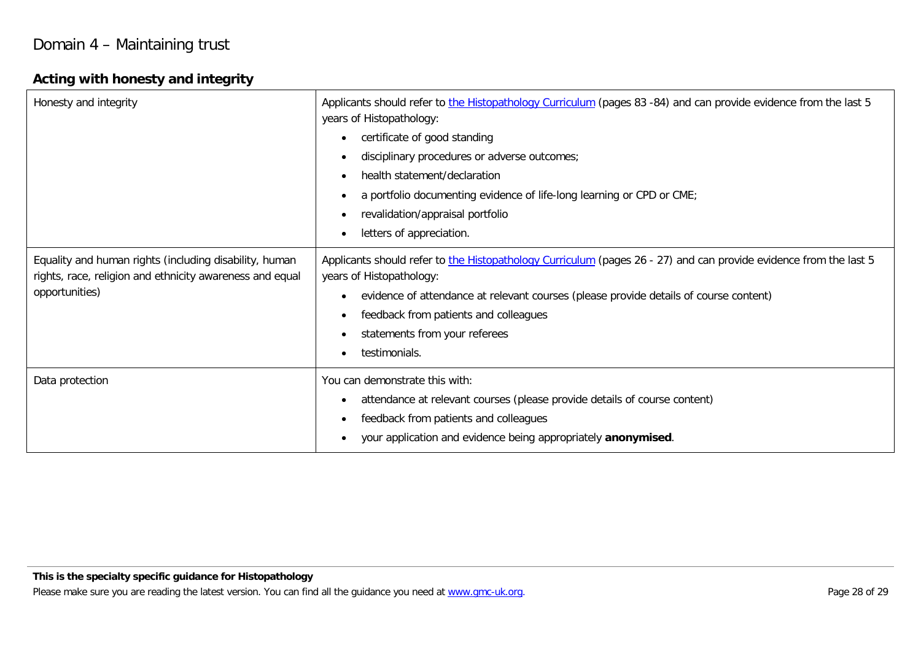# Domain 4 – Maintaining trust

## Acting with honesty and integrity

| | |
|---|---|
| Honesty and integrity | Applicants should refer to the Histopathology Curriculum (pages 83 -84) and can provide evidence from the last 5 years of Histopathology:<br>• certificate of good standing<br>• disciplinary procedures or adverse outcomes;<br>• health statement/declaration<br>• a portfolio documenting evidence of life-long learning or CPD or CME;<br>• revalidation/appraisal portfolio<br>• letters of appreciation. |
| Equality and human rights (including disability, human rights, race, religion and ethnicity awareness and equal opportunities) | Applicants should refer to the Histopathology Curriculum (pages 26 - 27) and can provide evidence from the last 5 years of Histopathology:<br>• evidence of attendance at relevant courses (please provide details of course content)<br>• feedback from patients and colleagues<br>• statements from your referees<br>• testimonials. |
| Data protection | You can demonstrate this with:<br>• attendance at relevant courses (please provide details of course content)<br>• feedback from patients and colleagues<br>• your application and evidence being appropriately **anonymised**. |

**This is the specialty specific guidance for Histopathology**

Please make sure you are reading the latest version. You can find all the guidance you need at www.gmc-uk.org.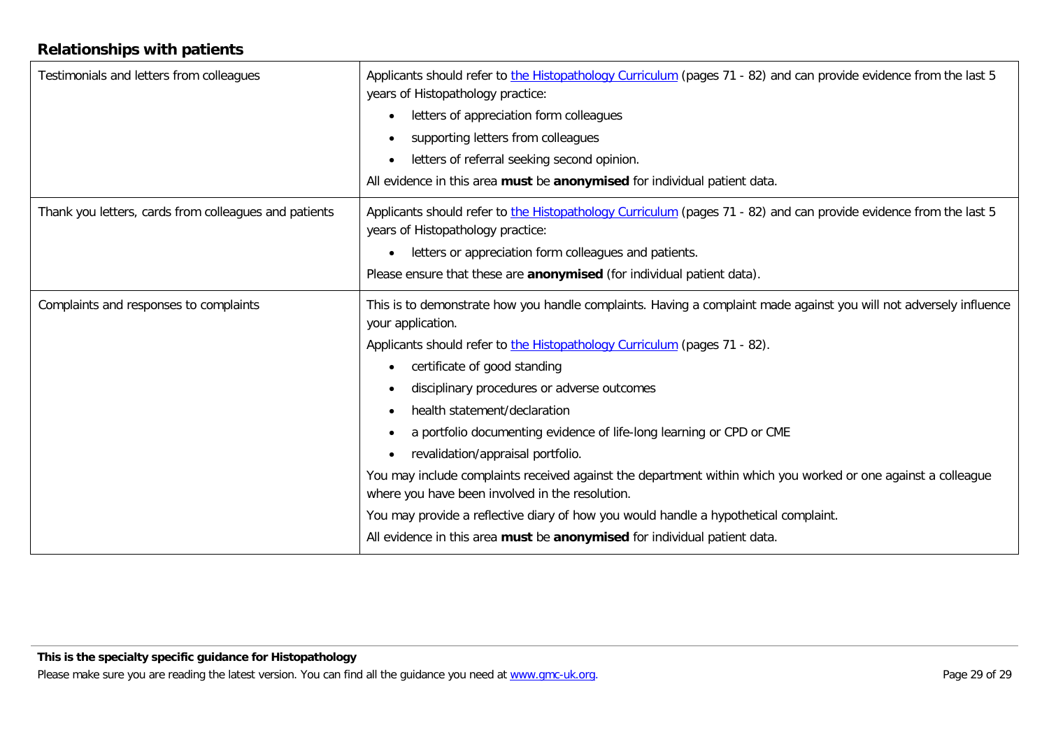## Relationships with patients

| | |
|---|---|
| Testimonials and letters from colleagues | Applicants should refer to [the Histopathology Curriculum](#) (pages 71 - 82) and can provide evidence from the last 5 years of Histopathology practice:<br>• letters of appreciation form colleagues<br>• supporting letters from colleagues<br>• letters of referral seeking second opinion.<br>All evidence in this area **must** be **anonymised** for individual patient data. |
| Thank you letters, cards from colleagues and patients | Applicants should refer to [the Histopathology Curriculum](#) (pages 71 - 82) and can provide evidence from the last 5 years of Histopathology practice:<br>• letters or appreciation form colleagues and patients.<br>Please ensure that these are **anonymised** (for individual patient data). |
| Complaints and responses to complaints | This is to demonstrate how you handle complaints. Having a complaint made against you will not adversely influence your application.<br>Applicants should refer to [the Histopathology Curriculum](#) (pages 71 - 82).<br>• certificate of good standing<br>• disciplinary procedures or adverse outcomes<br>• health statement/declaration<br>• a portfolio documenting evidence of life-long learning or CPD or CME<br>• revalidation/appraisal portfolio.<br>You may include complaints received against the department within which you worked or one against a colleague where you have been involved in the resolution.<br>You may provide a reflective diary of how you would handle a hypothetical complaint.<br>All evidence in this area **must** be **anonymised** for individual patient data. |